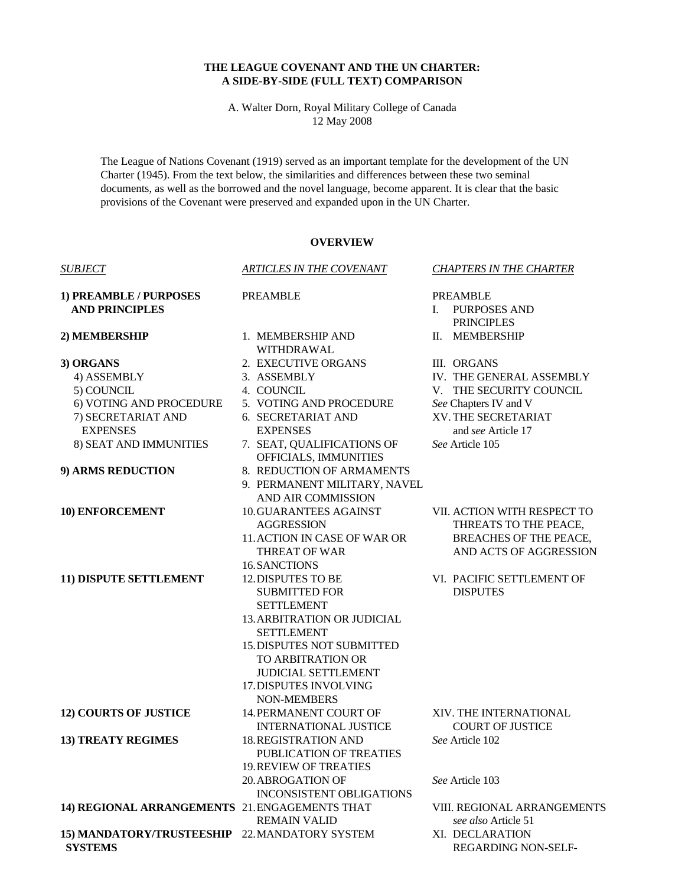**THE LEAGUE COVENANT AND THE UN CHARTER:**
**A SIDE-BY-SIDE (FULL TEXT) COMPARISON**

A. Walter Dorn, Royal Military College of Canada
12 May 2008

The League of Nations Covenant (1919) served as an important template for the development of the UN Charter (1945). From the text below, the similarities and differences between these two seminal documents, as well as the borrowed and the novel language, become apparent. It is clear that the basic provisions of the Covenant were preserved and expanded upon in the UN Charter.

## OVERVIEW

| *SUBJECT* | *ARTICLES IN THE COVENANT* | *CHAPTERS IN THE CHARTER* |
|---|---|---|
| **1) PREAMBLE / PURPOSES AND PRINCIPLES** | PREAMBLE | PREAMBLE<br>I. PURPOSES AND PRINCIPLES |
| **2) MEMBERSHIP** | 1. MEMBERSHIP AND WITHDRAWAL | II. MEMBERSHIP |
| **3) ORGANS** | 2. EXECUTIVE ORGANS | III. ORGANS |
| 4) ASSEMBLY | 3. ASSEMBLY | IV. THE GENERAL ASSEMBLY |
| 5) COUNCIL | 4. COUNCIL | V. THE SECURITY COUNCIL |
| 6) VOTING AND PROCEDURE | 5. VOTING AND PROCEDURE | *See* Chapters IV and V |
| 7) SECRETARIAT AND EXPENSES | 6. SECRETARIAT AND EXPENSES | XV. THE SECRETARIAT and *see* Article 17 |
| 8) SEAT AND IMMUNITIES | 7. SEAT, QUALIFICATIONS OF OFFICIALS, IMMUNITIES | *See* Article 105 |
| **9) ARMS REDUCTION** | 8. REDUCTION OF ARMAMENTS<br>9. PERMANENT MILITARY, NAVEL AND AIR COMMISSION | |
| **10) ENFORCEMENT** | 10. GUARANTEES AGAINST AGGRESSION<br>11. ACTION IN CASE OF WAR OR THREAT OF WAR<br>16. SANCTIONS | VII. ACTION WITH RESPECT TO THREATS TO THE PEACE, BREACHES OF THE PEACE, AND ACTS OF AGGRESSION |
| **11) DISPUTE SETTLEMENT** | 12. DISPUTES TO BE SUBMITTED FOR SETTLEMENT<br>13. ARBITRATION OR JUDICIAL SETTLEMENT<br>15. DISPUTES NOT SUBMITTED TO ARBITRATION OR JUDICIAL SETTLEMENT<br>17. DISPUTES INVOLVING NON-MEMBERS | VI. PACIFIC SETTLEMENT OF DISPUTES |
| **12) COURTS OF JUSTICE** | 14. PERMANENT COURT OF INTERNATIONAL JUSTICE | XIV. THE INTERNATIONAL COURT OF JUSTICE |
| **13) TREATY REGIMES** | 18. REGISTRATION AND PUBLICATION OF TREATIES<br>19. REVIEW OF TREATIES | *See* Article 102 |
| | 20. ABROGATION OF INCONSISTENT OBLIGATIONS | *See* Article 103 |
| **14) REGIONAL ARRANGEMENTS** | 21. ENGAGEMENTS THAT REMAIN VALID | VIII. REGIONAL ARRANGEMENTS *see also* Article 51 |
| **15) MANDATORY/TRUSTEESHIP SYSTEMS** | 22. MANDATORY SYSTEM | XI. DECLARATION REGARDING NON-SELF- |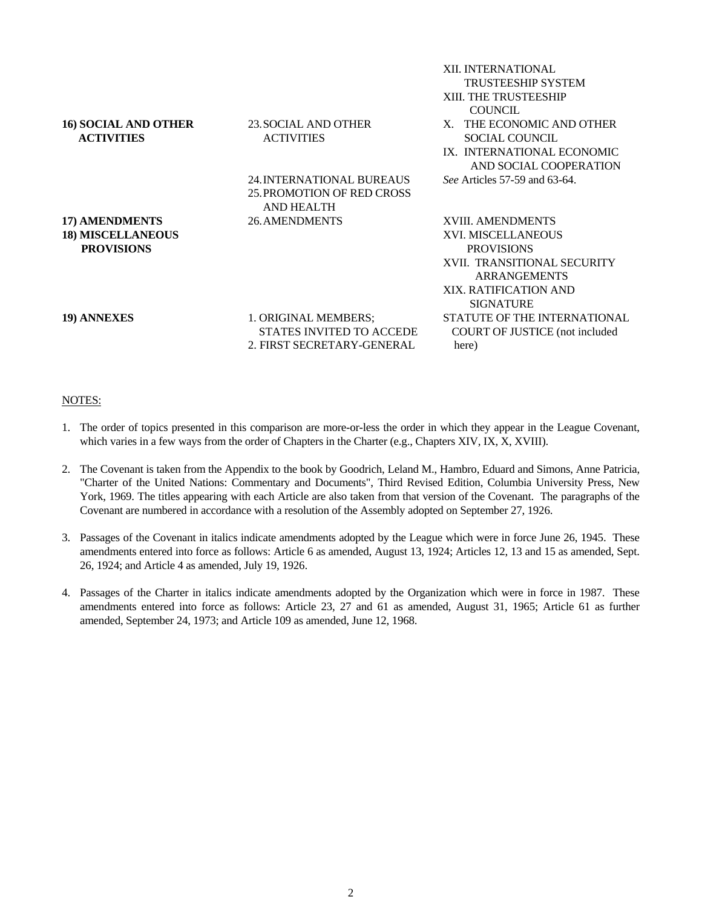| | | |
|---|---|---|
| | | XII. INTERNATIONAL TRUSTEESHIP SYSTEM<br>XIII. THE TRUSTEESHIP COUNCIL |
| **16) SOCIAL AND OTHER ACTIVITIES** | 23. SOCIAL AND OTHER ACTIVITIES | X. THE ECONOMIC AND OTHER SOCIAL COUNCIL<br>IX. INTERNATIONAL ECONOMIC AND SOCIAL COOPERATION |
| | 24. INTERNATIONAL BUREAUS<br>25. PROMOTION OF RED CROSS AND HEALTH | *See* Articles 57-59 and 63-64. |
| **17) AMENDMENTS** | 26. AMENDMENTS | XVIII. AMENDMENTS |
| **18) MISCELLANEOUS PROVISIONS** | | XVI. MISCELLANEOUS PROVISIONS<br>XVII. TRANSITIONAL SECURITY ARRANGEMENTS<br>XIX. RATIFICATION AND SIGNATURE |
| **19) ANNEXES** | 1. ORIGINAL MEMBERS; STATES INVITED TO ACCEDE<br>2. FIRST SECRETARY-GENERAL | STATUTE OF THE INTERNATIONAL COURT OF JUSTICE (not included here) |

NOTES:

1. The order of topics presented in this comparison are more-or-less the order in which they appear in the League Covenant, which varies in a few ways from the order of Chapters in the Charter (e.g., Chapters XIV, IX, X, XVIII).

2. The Covenant is taken from the Appendix to the book by Goodrich, Leland M., Hambro, Eduard and Simons, Anne Patricia, "Charter of the United Nations: Commentary and Documents", Third Revised Edition, Columbia University Press, New York, 1969. The titles appearing with each Article are also taken from that version of the Covenant. The paragraphs of the Covenant are numbered in accordance with a resolution of the Assembly adopted on September 27, 1926.

3. Passages of the Covenant in italics indicate amendments adopted by the League which were in force June 26, 1945. These amendments entered into force as follows: Article 6 as amended, August 13, 1924; Articles 12, 13 and 15 as amended, Sept. 26, 1924; and Article 4 as amended, July 19, 1926.

4. Passages of the Charter in italics indicate amendments adopted by the Organization which were in force in 1987. These amendments entered into force as follows: Article 23, 27 and 61 as amended, August 31, 1965; Article 61 as further amended, September 24, 1973; and Article 109 as amended, June 12, 1968.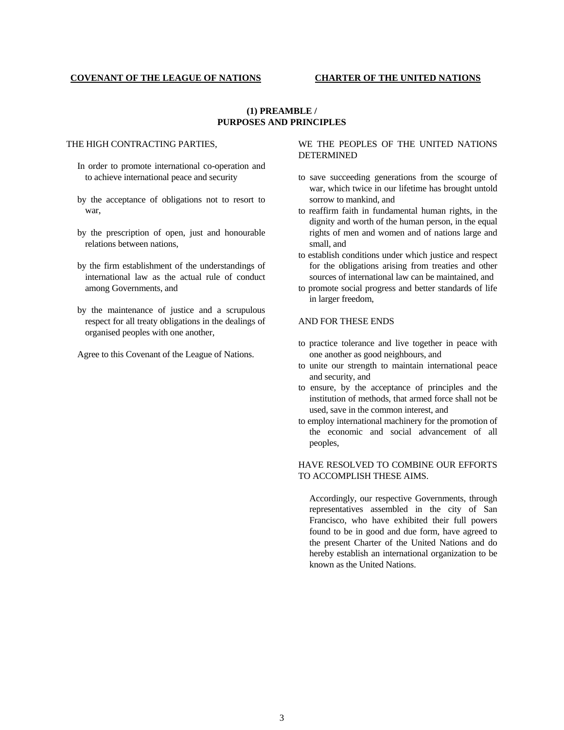**COVENANT OF THE LEAGUE OF NATIONS**

**CHARTER OF THE UNITED NATIONS**

## (1) PREAMBLE / PURPOSES AND PRINCIPLES

### Covenant of the League of Nations

THE HIGH CONTRACTING PARTIES,

In order to promote international co-operation and to achieve international peace and security

by the acceptance of obligations not to resort to war,

by the prescription of open, just and honourable relations between nations,

by the firm establishment of the understandings of international law as the actual rule of conduct among Governments, and

by the maintenance of justice and a scrupulous respect for all treaty obligations in the dealings of organised peoples with one another,

Agree to this Covenant of the League of Nations.

### Charter of the United Nations

WE THE PEOPLES OF THE UNITED NATIONS DETERMINED

to save succeeding generations from the scourge of war, which twice in our lifetime has brought untold sorrow to mankind, and

to reaffirm faith in fundamental human rights, in the dignity and worth of the human person, in the equal rights of men and women and of nations large and small, and

to establish conditions under which justice and respect for the obligations arising from treaties and other sources of international law can be maintained, and

to promote social progress and better standards of life in larger freedom,

AND FOR THESE ENDS

to practice tolerance and live together in peace with one another as good neighbours, and

to unite our strength to maintain international peace and security, and

to ensure, by the acceptance of principles and the institution of methods, that armed force shall not be used, save in the common interest, and

to employ international machinery for the promotion of the economic and social advancement of all peoples,

HAVE RESOLVED TO COMBINE OUR EFFORTS TO ACCOMPLISH THESE AIMS.

Accordingly, our respective Governments, through representatives assembled in the city of San Francisco, who have exhibited their full powers found to be in good and due form, have agreed to the present Charter of the United Nations and do hereby establish an international organization to be known as the United Nations.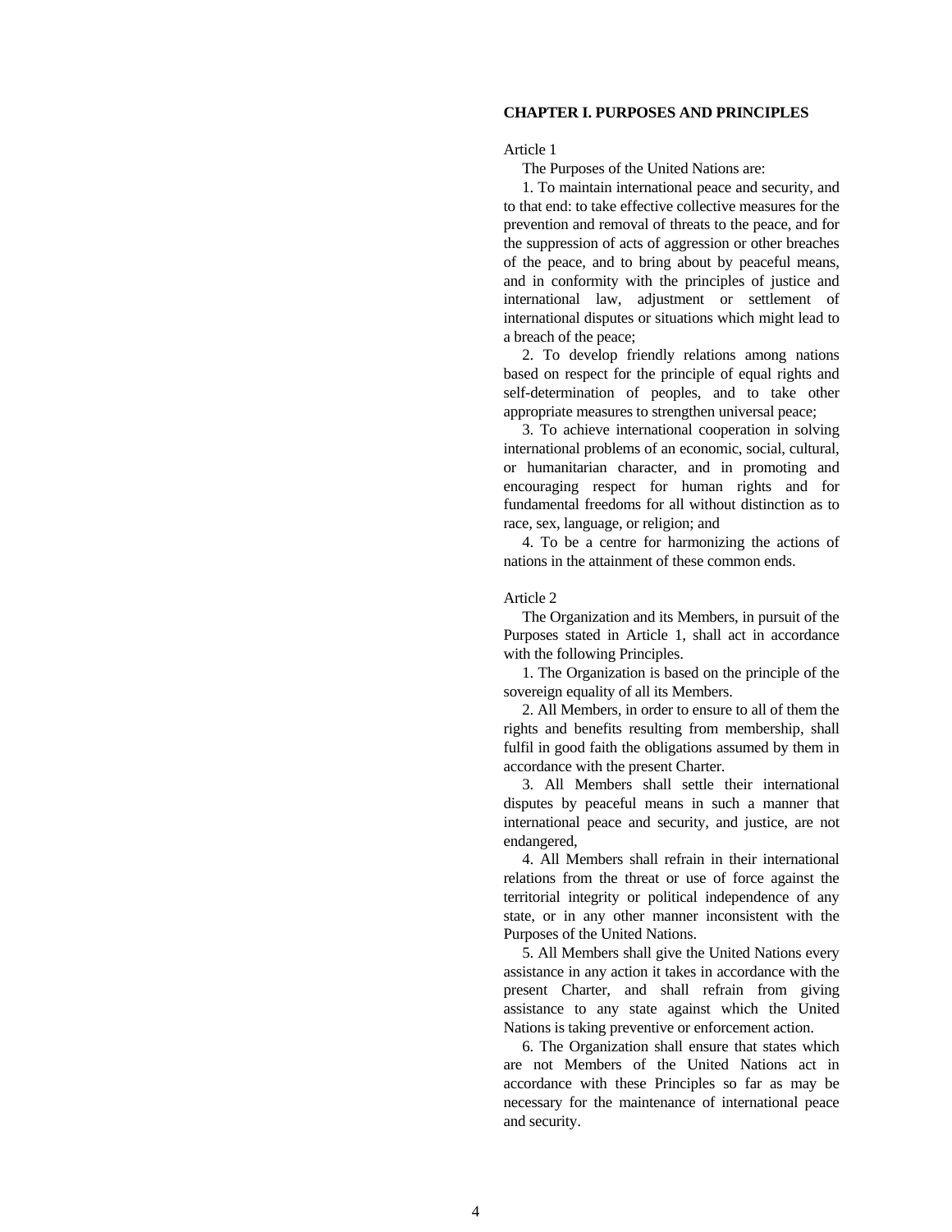## CHAPTER I. PURPOSES AND PRINCIPLES

Article 1

The Purposes of the United Nations are:

1. To maintain international peace and security, and to that end: to take effective collective measures for the prevention and removal of threats to the peace, and for the suppression of acts of aggression or other breaches of the peace, and to bring about by peaceful means, and in conformity with the principles of justice and international law, adjustment or settlement of international disputes or situations which might lead to a breach of the peace;

2. To develop friendly relations among nations based on respect for the principle of equal rights and self-determination of peoples, and to take other appropriate measures to strengthen universal peace;

3. To achieve international cooperation in solving international problems of an economic, social, cultural, or humanitarian character, and in promoting and encouraging respect for human rights and for fundamental freedoms for all without distinction as to race, sex, language, or religion; and

4. To be a centre for harmonizing the actions of nations in the attainment of these common ends.

Article 2

The Organization and its Members, in pursuit of the Purposes stated in Article 1, shall act in accordance with the following Principles.

1. The Organization is based on the principle of the sovereign equality of all its Members.

2. All Members, in order to ensure to all of them the rights and benefits resulting from membership, shall fulfil in good faith the obligations assumed by them in accordance with the present Charter.

3. All Members shall settle their international disputes by peaceful means in such a manner that international peace and security, and justice, are not endangered,

4. All Members shall refrain in their international relations from the threat or use of force against the territorial integrity or political independence of any state, or in any other manner inconsistent with the Purposes of the United Nations.

5. All Members shall give the United Nations every assistance in any action it takes in accordance with the present Charter, and shall refrain from giving assistance to any state against which the United Nations is taking preventive or enforcement action.

6. The Organization shall ensure that states which are not Members of the United Nations act in accordance with these Principles so far as may be necessary for the maintenance of international peace and security.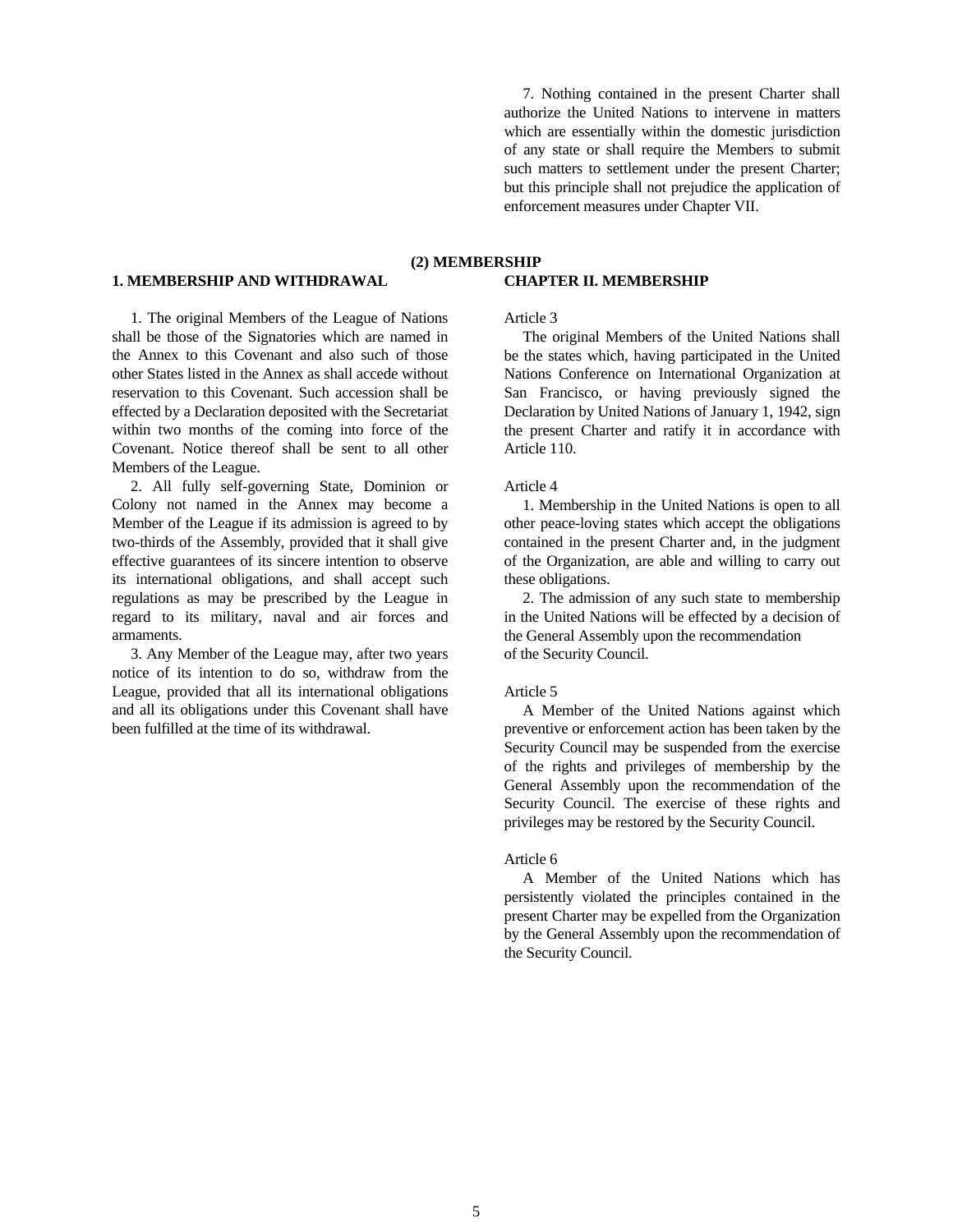7. Nothing contained in the present Charter shall authorize the United Nations to intervene in matters which are essentially within the domestic jurisdiction of any state or shall require the Members to submit such matters to settlement under the present Charter; but this principle shall not prejudice the application of enforcement measures under Chapter VII.

## (2) MEMBERSHIP

### 1. MEMBERSHIP AND WITHDRAWAL

1. The original Members of the League of Nations shall be those of the Signatories which are named in the Annex to this Covenant and also such of those other States listed in the Annex as shall accede without reservation to this Covenant. Such accession shall be effected by a Declaration deposited with the Secretariat within two months of the coming into force of the Covenant. Notice thereof shall be sent to all other Members of the League.

2. All fully self-governing State, Dominion or Colony not named in the Annex may become a Member of the League if its admission is agreed to by two-thirds of the Assembly, provided that it shall give effective guarantees of its sincere intention to observe its international obligations, and shall accept such regulations as may be prescribed by the League in regard to its military, naval and air forces and armaments.

3. Any Member of the League may, after two years notice of its intention to do so, withdraw from the League, provided that all its international obligations and all its obligations under this Covenant shall have been fulfilled at the time of its withdrawal.

### CHAPTER II. MEMBERSHIP

Article 3

The original Members of the United Nations shall be the states which, having participated in the United Nations Conference on International Organization at San Francisco, or having previously signed the Declaration by United Nations of January 1, 1942, sign the present Charter and ratify it in accordance with Article 110.

Article 4

1. Membership in the United Nations is open to all other peace-loving states which accept the obligations contained in the present Charter and, in the judgment of the Organization, are able and willing to carry out these obligations.

2. The admission of any such state to membership in the United Nations will be effected by a decision of the General Assembly upon the recommendation of the Security Council.

Article 5

A Member of the United Nations against which preventive or enforcement action has been taken by the Security Council may be suspended from the exercise of the rights and privileges of membership by the General Assembly upon the recommendation of the Security Council. The exercise of these rights and privileges may be restored by the Security Council.

Article 6

A Member of the United Nations which has persistently violated the principles contained in the present Charter may be expelled from the Organization by the General Assembly upon the recommendation of the Security Council.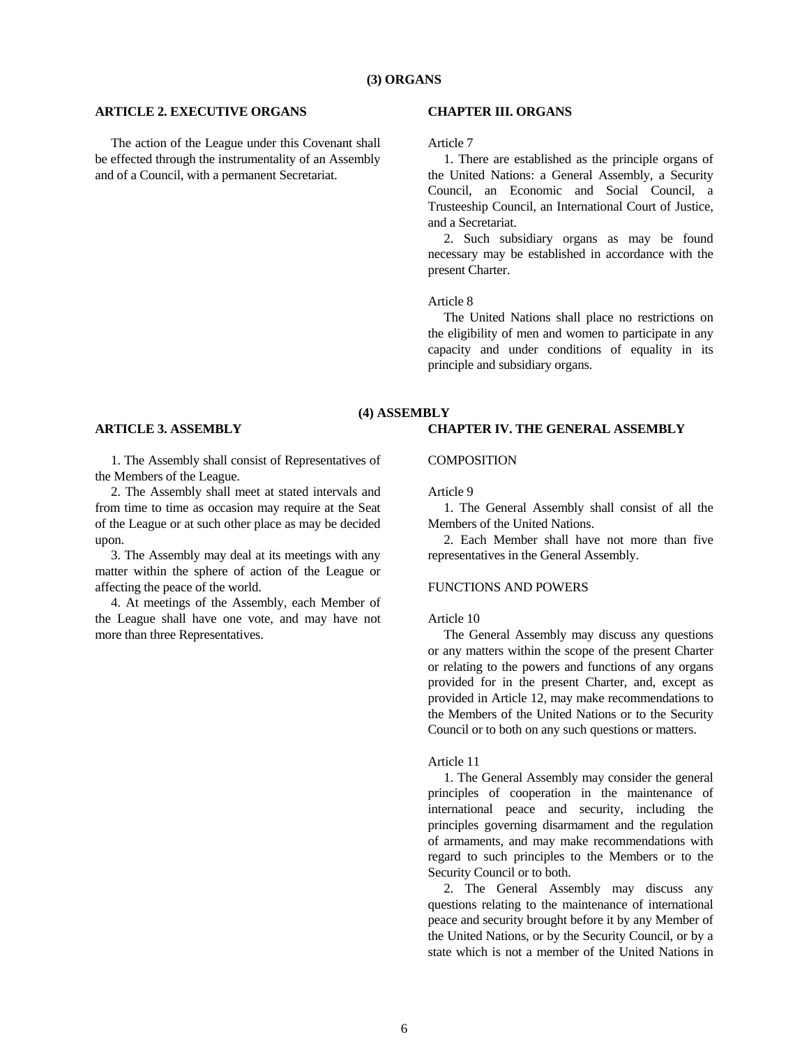## (3) ORGANS

### ARTICLE 2. EXECUTIVE ORGANS

The action of the League under this Covenant shall be effected through the instrumentality of an Assembly and of a Council, with a permanent Secretariat.

### CHAPTER III. ORGANS

Article 7

1. There are established as the principle organs of the United Nations: a General Assembly, a Security Council, an Economic and Social Council, a Trusteeship Council, an International Court of Justice, and a Secretariat.

2. Such subsidiary organs as may be found necessary may be established in accordance with the present Charter.

Article 8

The United Nations shall place no restrictions on the eligibility of men and women to participate in any capacity and under conditions of equality in its principle and subsidiary organs.

## (4) ASSEMBLY

### ARTICLE 3. ASSEMBLY

1. The Assembly shall consist of Representatives of the Members of the League.

2. The Assembly shall meet at stated intervals and from time to time as occasion may require at the Seat of the League or at such other place as may be decided upon.

3. The Assembly may deal at its meetings with any matter within the sphere of action of the League or affecting the peace of the world.

4. At meetings of the Assembly, each Member of the League shall have one vote, and may have not more than three Representatives.

### CHAPTER IV. THE GENERAL ASSEMBLY

COMPOSITION

Article 9

1. The General Assembly shall consist of all the Members of the United Nations.

2. Each Member shall have not more than five representatives in the General Assembly.

FUNCTIONS AND POWERS

Article 10

The General Assembly may discuss any questions or any matters within the scope of the present Charter or relating to the powers and functions of any organs provided for in the present Charter, and, except as provided in Article 12, may make recommendations to the Members of the United Nations or to the Security Council or to both on any such questions or matters.

Article 11

1. The General Assembly may consider the general principles of cooperation in the maintenance of international peace and security, including the principles governing disarmament and the regulation of armaments, and may make recommendations with regard to such principles to the Members or to the Security Council or to both.

2. The General Assembly may discuss any questions relating to the maintenance of international peace and security brought before it by any Member of the United Nations, or by the Security Council, or by a state which is not a member of the United Nations in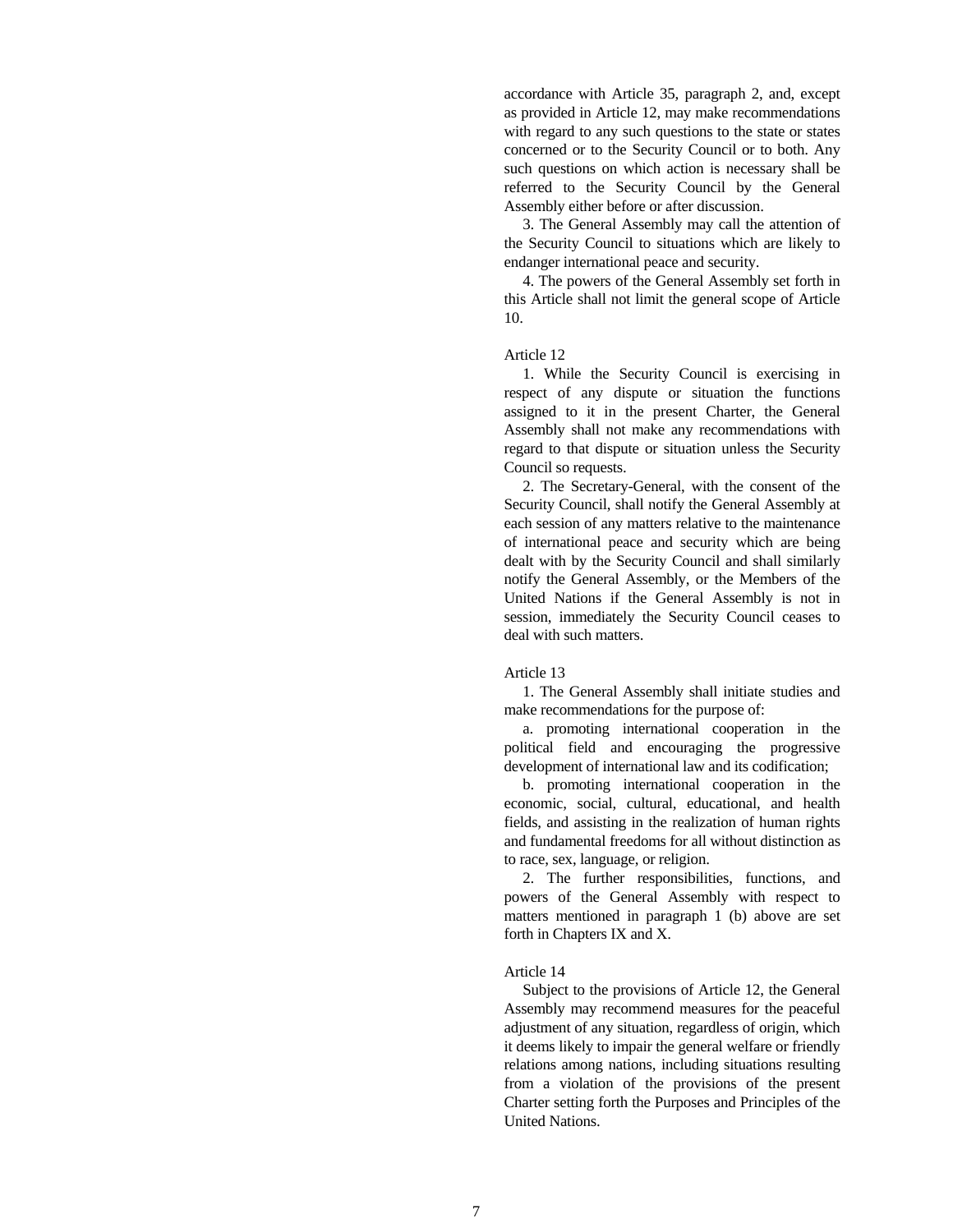accordance with Article 35, paragraph 2, and, except as provided in Article 12, may make recommendations with regard to any such questions to the state or states concerned or to the Security Council or to both. Any such questions on which action is necessary shall be referred to the Security Council by the General Assembly either before or after discussion.

3. The General Assembly may call the attention of the Security Council to situations which are likely to endanger international peace and security.

4. The powers of the General Assembly set forth in this Article shall not limit the general scope of Article 10.

Article 12

1. While the Security Council is exercising in respect of any dispute or situation the functions assigned to it in the present Charter, the General Assembly shall not make any recommendations with regard to that dispute or situation unless the Security Council so requests.

2. The Secretary-General, with the consent of the Security Council, shall notify the General Assembly at each session of any matters relative to the maintenance of international peace and security which are being dealt with by the Security Council and shall similarly notify the General Assembly, or the Members of the United Nations if the General Assembly is not in session, immediately the Security Council ceases to deal with such matters.

Article 13

1. The General Assembly shall initiate studies and make recommendations for the purpose of:

a. promoting international cooperation in the political field and encouraging the progressive development of international law and its codification;

b. promoting international cooperation in the economic, social, cultural, educational, and health fields, and assisting in the realization of human rights and fundamental freedoms for all without distinction as to race, sex, language, or religion.

2. The further responsibilities, functions, and powers of the General Assembly with respect to matters mentioned in paragraph 1 (b) above are set forth in Chapters IX and X.

Article 14

Subject to the provisions of Article 12, the General Assembly may recommend measures for the peaceful adjustment of any situation, regardless of origin, which it deems likely to impair the general welfare or friendly relations among nations, including situations resulting from a violation of the provisions of the present Charter setting forth the Purposes and Principles of the United Nations.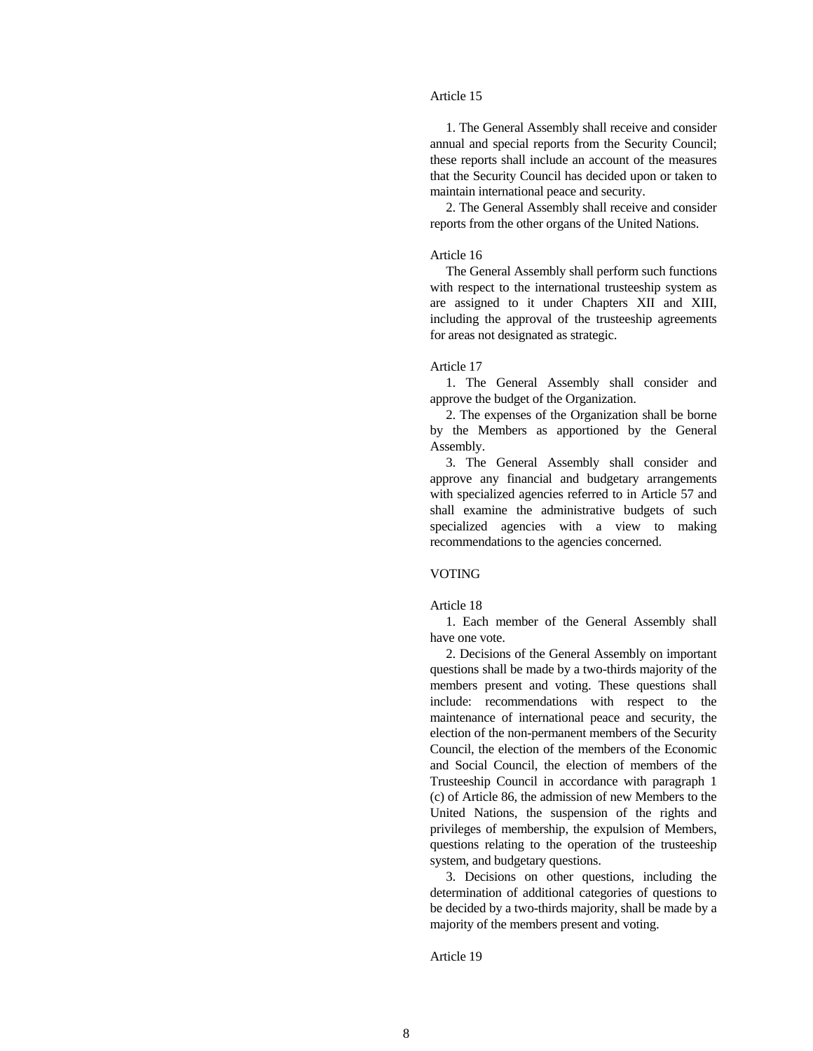Article 15

1. The General Assembly shall receive and consider annual and special reports from the Security Council; these reports shall include an account of the measures that the Security Council has decided upon or taken to maintain international peace and security.

2. The General Assembly shall receive and consider reports from the other organs of the United Nations.

Article 16

The General Assembly shall perform such functions with respect to the international trusteeship system as are assigned to it under Chapters XII and XIII, including the approval of the trusteeship agreements for areas not designated as strategic.

Article 17

1. The General Assembly shall consider and approve the budget of the Organization.

2. The expenses of the Organization shall be borne by the Members as apportioned by the General Assembly.

3. The General Assembly shall consider and approve any financial and budgetary arrangements with specialized agencies referred to in Article 57 and shall examine the administrative budgets of such specialized agencies with a view to making recommendations to the agencies concerned.

VOTING

Article 18

1. Each member of the General Assembly shall have one vote.

2. Decisions of the General Assembly on important questions shall be made by a two-thirds majority of the members present and voting. These questions shall include: recommendations with respect to the maintenance of international peace and security, the election of the non-permanent members of the Security Council, the election of the members of the Economic and Social Council, the election of members of the Trusteeship Council in accordance with paragraph 1 (c) of Article 86, the admission of new Members to the United Nations, the suspension of the rights and privileges of membership, the expulsion of Members, questions relating to the operation of the trusteeship system, and budgetary questions.

3. Decisions on other questions, including the determination of additional categories of questions to be decided by a two-thirds majority, shall be made by a majority of the members present and voting.

Article 19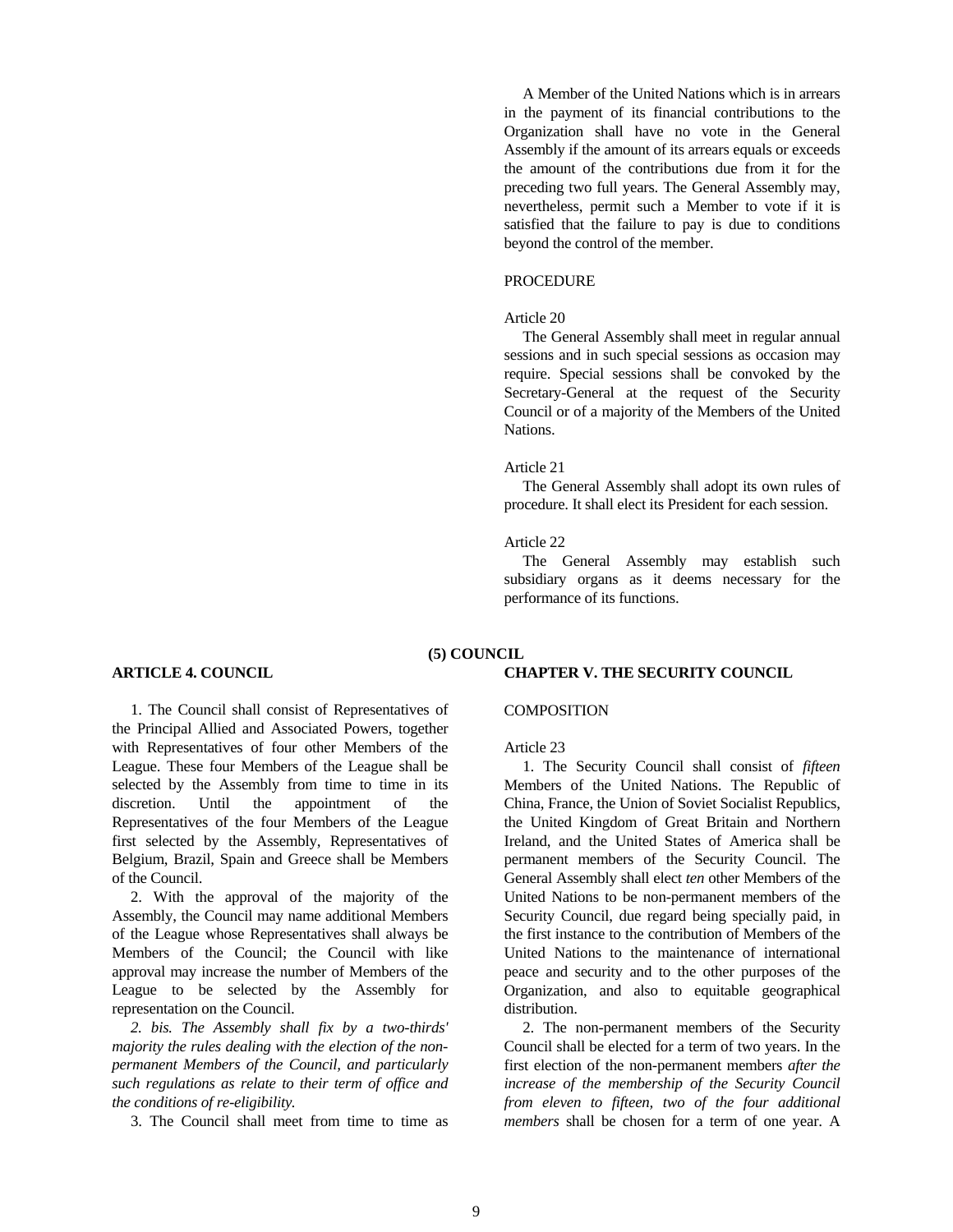A Member of the United Nations which is in arrears in the payment of its financial contributions to the Organization shall have no vote in the General Assembly if the amount of its arrears equals or exceeds the amount of the contributions due from it for the preceding two full years. The General Assembly may, nevertheless, permit such a Member to vote if it is satisfied that the failure to pay is due to conditions beyond the control of the member.

PROCEDURE

Article 20

The General Assembly shall meet in regular annual sessions and in such special sessions as occasion may require. Special sessions shall be convoked by the Secretary-General at the request of the Security Council or of a majority of the Members of the United Nations.

Article 21

The General Assembly shall adopt its own rules of procedure. It shall elect its President for each session.

Article 22

The General Assembly may establish such subsidiary organs as it deems necessary for the performance of its functions.

## (5) COUNCIL

### ARTICLE 4. COUNCIL

1. The Council shall consist of Representatives of the Principal Allied and Associated Powers, together with Representatives of four other Members of the League. These four Members of the League shall be selected by the Assembly from time to time in its discretion. Until the appointment of the Representatives of the four Members of the League first selected by the Assembly, Representatives of Belgium, Brazil, Spain and Greece shall be Members of the Council.

2. With the approval of the majority of the Assembly, the Council may name additional Members of the League whose Representatives shall always be Members of the Council; the Council with like approval may increase the number of Members of the League to be selected by the Assembly for representation on the Council.

*2. bis. The Assembly shall fix by a two-thirds' majority the rules dealing with the election of the non-permanent Members of the Council, and particularly such regulations as relate to their term of office and the conditions of re-eligibility.*

3. The Council shall meet from time to time as

### CHAPTER V. THE SECURITY COUNCIL

COMPOSITION

Article 23

1. The Security Council shall consist of *fifteen* Members of the United Nations. The Republic of China, France, the Union of Soviet Socialist Republics, the United Kingdom of Great Britain and Northern Ireland, and the United States of America shall be permanent members of the Security Council. The General Assembly shall elect *ten* other Members of the United Nations to be non-permanent members of the Security Council, due regard being specially paid, in the first instance to the contribution of Members of the United Nations to the maintenance of international peace and security and to the other purposes of the Organization, and also to equitable geographical distribution.

2. The non-permanent members of the Security Council shall be elected for a term of two years. In the first election of the non-permanent members *after the increase of the membership of the Security Council from eleven to fifteen, two of the four additional members* shall be chosen for a term of one year. A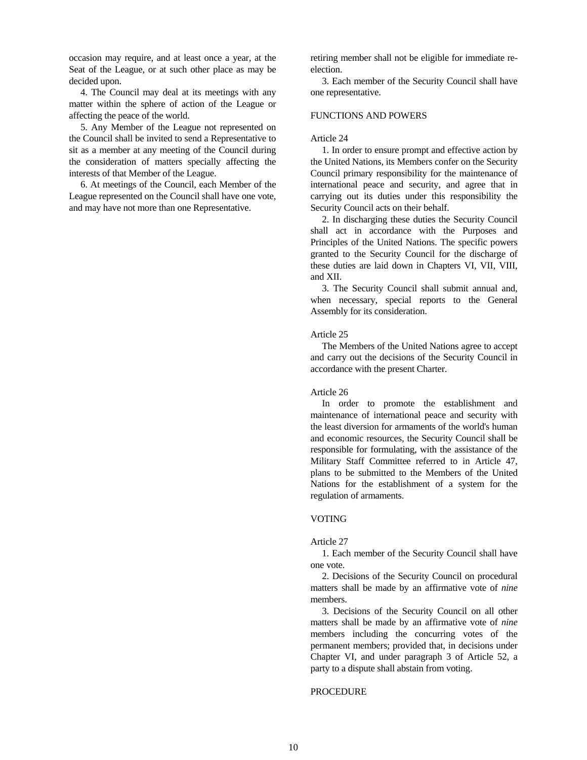occasion may require, and at least once a year, at the Seat of the League, or at such other place as may be decided upon.

4. The Council may deal at its meetings with any matter within the sphere of action of the League or affecting the peace of the world.

5. Any Member of the League not represented on the Council shall be invited to send a Representative to sit as a member at any meeting of the Council during the consideration of matters specially affecting the interests of that Member of the League.

6. At meetings of the Council, each Member of the League represented on the Council shall have one vote, and may have not more than one Representative.

retiring member shall not be eligible for immediate re-election.

3. Each member of the Security Council shall have one representative.

FUNCTIONS AND POWERS

Article 24

1. In order to ensure prompt and effective action by the United Nations, its Members confer on the Security Council primary responsibility for the maintenance of international peace and security, and agree that in carrying out its duties under this responsibility the Security Council acts on their behalf.

2. In discharging these duties the Security Council shall act in accordance with the Purposes and Principles of the United Nations. The specific powers granted to the Security Council for the discharge of these duties are laid down in Chapters VI, VII, VIII, and XII.

3. The Security Council shall submit annual and, when necessary, special reports to the General Assembly for its consideration.

Article 25

The Members of the United Nations agree to accept and carry out the decisions of the Security Council in accordance with the present Charter.

Article 26

In order to promote the establishment and maintenance of international peace and security with the least diversion for armaments of the world's human and economic resources, the Security Council shall be responsible for formulating, with the assistance of the Military Staff Committee referred to in Article 47, plans to be submitted to the Members of the United Nations for the establishment of a system for the regulation of armaments.

VOTING

Article 27

1. Each member of the Security Council shall have one vote.

2. Decisions of the Security Council on procedural matters shall be made by an affirmative vote of *nine* members.

3. Decisions of the Security Council on all other matters shall be made by an affirmative vote of *nine* members including the concurring votes of the permanent members; provided that, in decisions under Chapter VI, and under paragraph 3 of Article 52, a party to a dispute shall abstain from voting.

PROCEDURE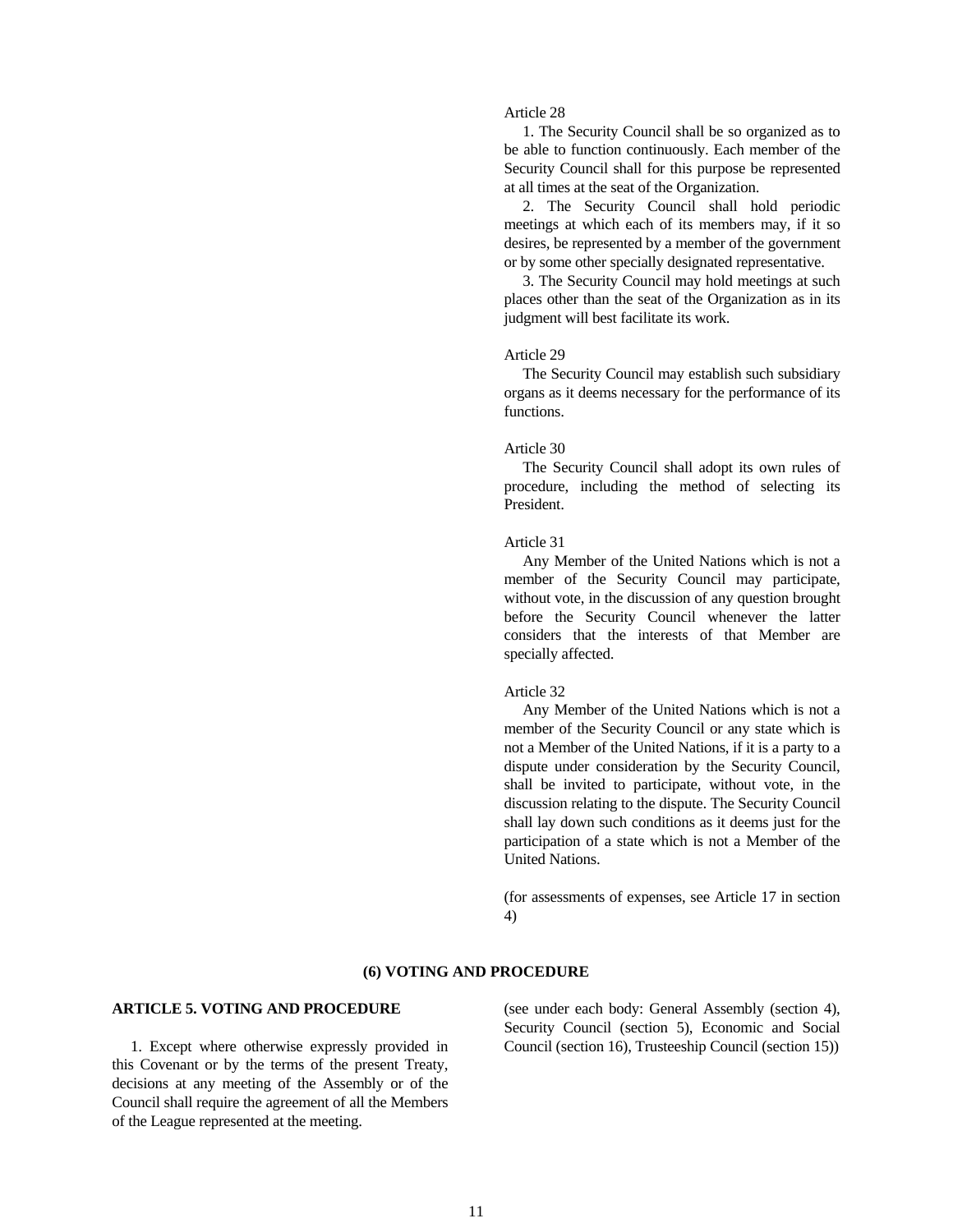Article 28

1. The Security Council shall be so organized as to be able to function continuously. Each member of the Security Council shall for this purpose be represented at all times at the seat of the Organization.

2. The Security Council shall hold periodic meetings at which each of its members may, if it so desires, be represented by a member of the government or by some other specially designated representative.

3. The Security Council may hold meetings at such places other than the seat of the Organization as in its judgment will best facilitate its work.

Article 29

The Security Council may establish such subsidiary organs as it deems necessary for the performance of its functions.

Article 30

The Security Council shall adopt its own rules of procedure, including the method of selecting its President.

Article 31

Any Member of the United Nations which is not a member of the Security Council may participate, without vote, in the discussion of any question brought before the Security Council whenever the latter considers that the interests of that Member are specially affected.

Article 32

Any Member of the United Nations which is not a member of the Security Council or any state which is not a Member of the United Nations, if it is a party to a dispute under consideration by the Security Council, shall be invited to participate, without vote, in the discussion relating to the dispute. The Security Council shall lay down such conditions as it deems just for the participation of a state which is not a Member of the United Nations.

(for assessments of expenses, see Article 17 in section 4)

## (6) VOTING AND PROCEDURE

**ARTICLE 5. VOTING AND PROCEDURE**

1. Except where otherwise expressly provided in this Covenant or by the terms of the present Treaty, decisions at any meeting of the Assembly or of the Council shall require the agreement of all the Members of the League represented at the meeting.

(see under each body: General Assembly (section 4), Security Council (section 5), Economic and Social Council (section 16), Trusteeship Council (section 15))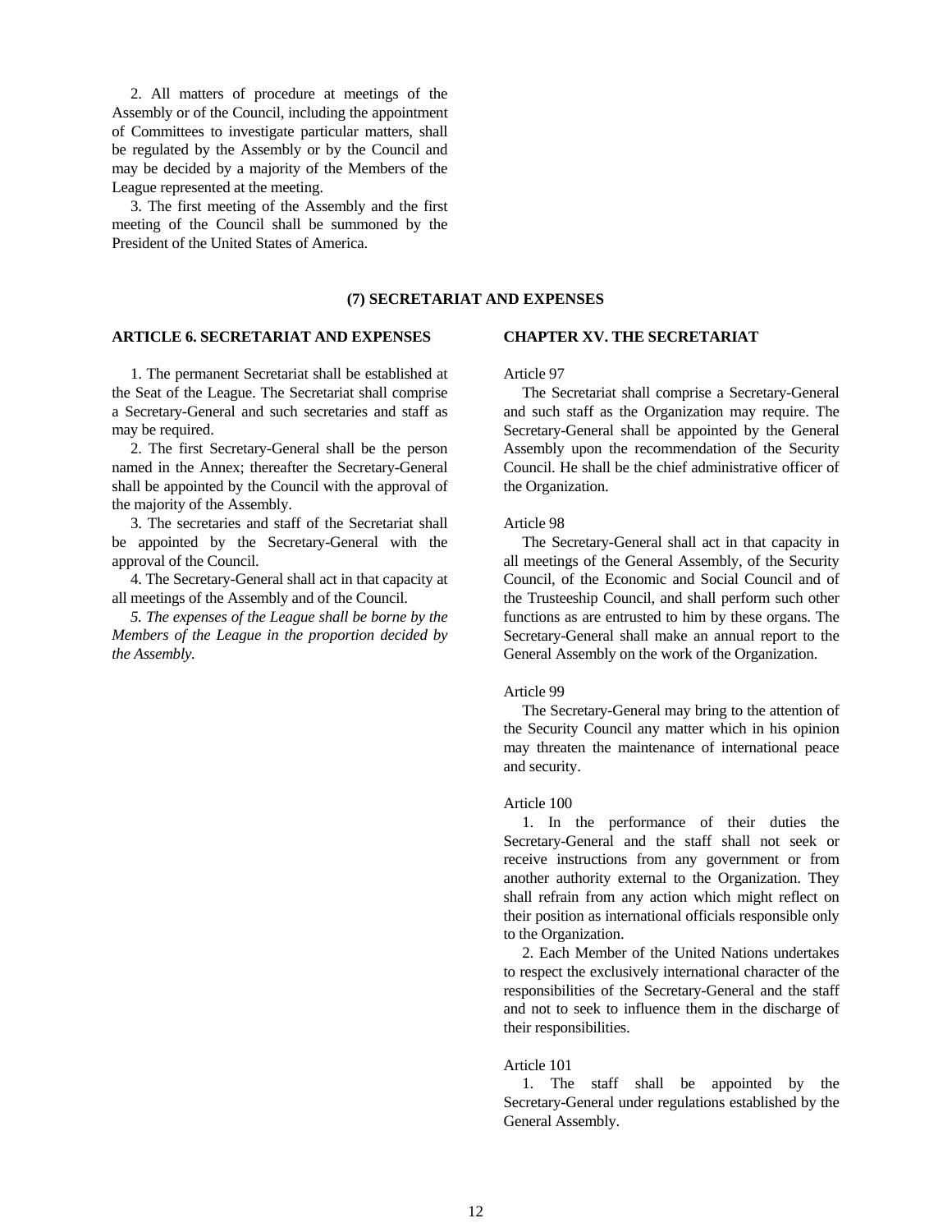2. All matters of procedure at meetings of the Assembly or of the Council, including the appointment of Committees to investigate particular matters, shall be regulated by the Assembly or by the Council and may be decided by a majority of the Members of the League represented at the meeting.

3. The first meeting of the Assembly and the first meeting of the Council shall be summoned by the President of the United States of America.

## (7) SECRETARIAT AND EXPENSES

### ARTICLE 6. SECRETARIAT AND EXPENSES

1. The permanent Secretariat shall be established at the Seat of the League. The Secretariat shall comprise a Secretary-General and such secretaries and staff as may be required.

2. The first Secretary-General shall be the person named in the Annex; thereafter the Secretary-General shall be appointed by the Council with the approval of the majority of the Assembly.

3. The secretaries and staff of the Secretariat shall be appointed by the Secretary-General with the approval of the Council.

4. The Secretary-General shall act in that capacity at all meetings of the Assembly and of the Council.

*5. The expenses of the League shall be borne by the Members of the League in the proportion decided by the Assembly.*

### CHAPTER XV. THE SECRETARIAT

Article 97

The Secretariat shall comprise a Secretary-General and such staff as the Organization may require. The Secretary-General shall be appointed by the General Assembly upon the recommendation of the Security Council. He shall be the chief administrative officer of the Organization.

Article 98

The Secretary-General shall act in that capacity in all meetings of the General Assembly, of the Security Council, of the Economic and Social Council and of the Trusteeship Council, and shall perform such other functions as are entrusted to him by these organs. The Secretary-General shall make an annual report to the General Assembly on the work of the Organization.

Article 99

The Secretary-General may bring to the attention of the Security Council any matter which in his opinion may threaten the maintenance of international peace and security.

Article 100

1. In the performance of their duties the Secretary-General and the staff shall not seek or receive instructions from any government or from another authority external to the Organization. They shall refrain from any action which might reflect on their position as international officials responsible only to the Organization.

2. Each Member of the United Nations undertakes to respect the exclusively international character of the responsibilities of the Secretary-General and the staff and not to seek to influence them in the discharge of their responsibilities.

Article 101

1. The staff shall be appointed by the Secretary-General under regulations established by the General Assembly.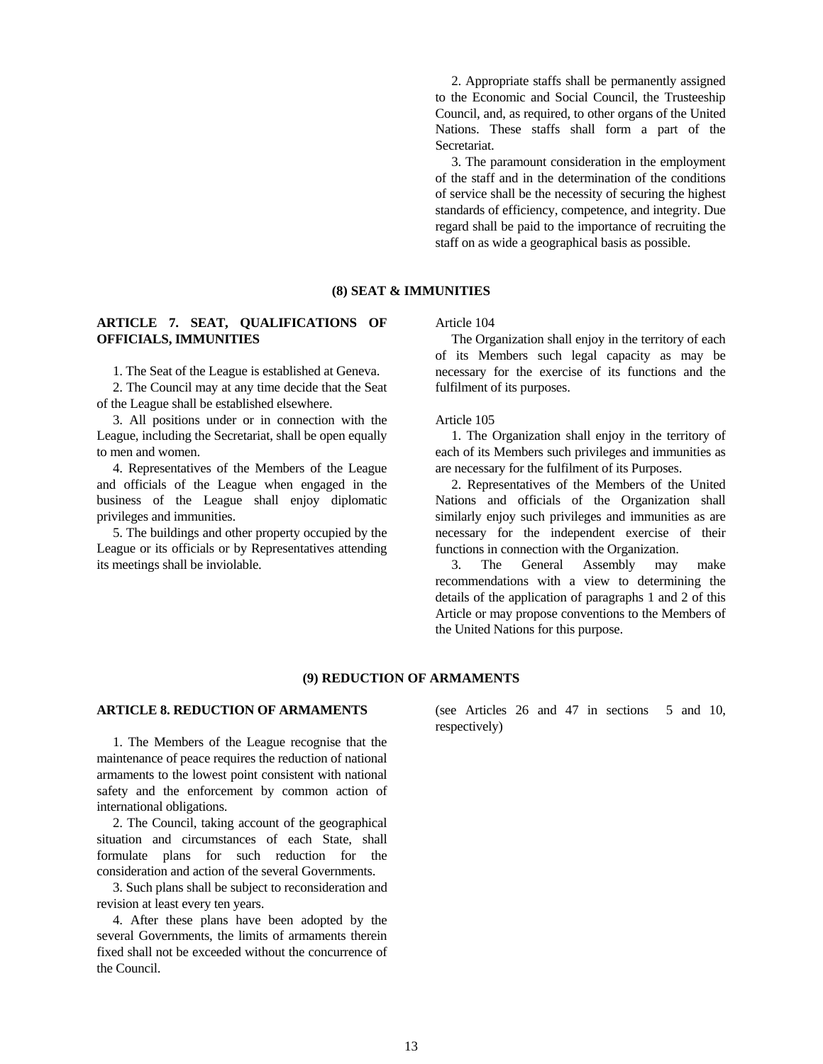2. Appropriate staffs shall be permanently assigned to the Economic and Social Council, the Trusteeship Council, and, as required, to other organs of the United Nations. These staffs shall form a part of the Secretariat.

3. The paramount consideration in the employment of the staff and in the determination of the conditions of service shall be the necessity of securing the highest standards of efficiency, competence, and integrity. Due regard shall be paid to the importance of recruiting the staff on as wide a geographical basis as possible.

## (8) SEAT & IMMUNITIES

### ARTICLE 7. SEAT, QUALIFICATIONS OF OFFICIALS, IMMUNITIES

1. The Seat of the League is established at Geneva.

2. The Council may at any time decide that the Seat of the League shall be established elsewhere.

3. All positions under or in connection with the League, including the Secretariat, shall be open equally to men and women.

4. Representatives of the Members of the League and officials of the League when engaged in the business of the League shall enjoy diplomatic privileges and immunities.

5. The buildings and other property occupied by the League or its officials or by Representatives attending its meetings shall be inviolable.

Article 104

The Organization shall enjoy in the territory of each of its Members such legal capacity as may be necessary for the exercise of its functions and the fulfilment of its purposes.

Article 105

1. The Organization shall enjoy in the territory of each of its Members such privileges and immunities as are necessary for the fulfilment of its Purposes.

2. Representatives of the Members of the United Nations and officials of the Organization shall similarly enjoy such privileges and immunities as are necessary for the independent exercise of their functions in connection with the Organization.

3. The General Assembly may make recommendations with a view to determining the details of the application of paragraphs 1 and 2 of this Article or may propose conventions to the Members of the United Nations for this purpose.

## (9) REDUCTION OF ARMAMENTS

### ARTICLE 8. REDUCTION OF ARMAMENTS

1. The Members of the League recognise that the maintenance of peace requires the reduction of national armaments to the lowest point consistent with national safety and the enforcement by common action of international obligations.

2. The Council, taking account of the geographical situation and circumstances of each State, shall formulate plans for such reduction for the consideration and action of the several Governments.

3. Such plans shall be subject to reconsideration and revision at least every ten years.

4. After these plans have been adopted by the several Governments, the limits of armaments therein fixed shall not be exceeded without the concurrence of the Council.

(see Articles 26 and 47 in sections 5 and 10, respectively)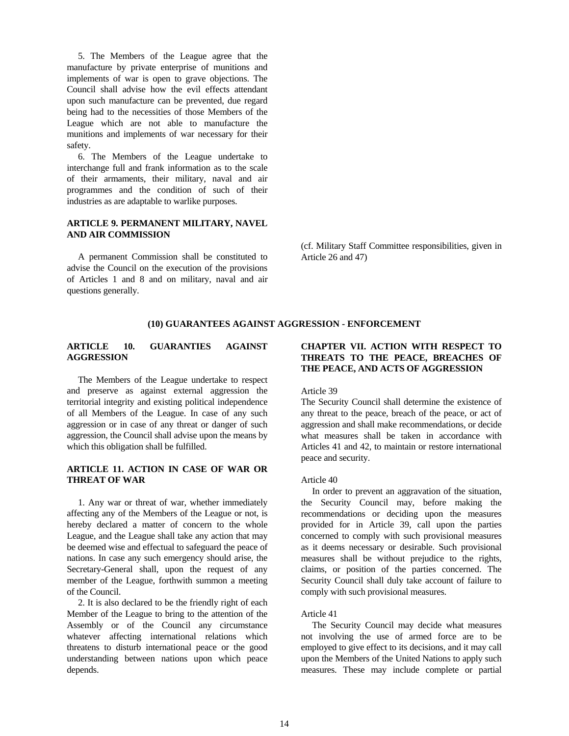5. The Members of the League agree that the manufacture by private enterprise of munitions and implements of war is open to grave objections. The Council shall advise how the evil effects attendant upon such manufacture can be prevented, due regard being had to the necessities of those Members of the League which are not able to manufacture the munitions and implements of war necessary for their safety.

6. The Members of the League undertake to interchange full and frank information as to the scale of their armaments, their military, naval and air programmes and the condition of such of their industries as are adaptable to warlike purposes.

### ARTICLE 9. PERMANENT MILITARY, NAVEL AND AIR COMMISSION

A permanent Commission shall be constituted to advise the Council on the execution of the provisions of Articles 1 and 8 and on military, naval and air questions generally.

(cf. Military Staff Committee responsibilities, given in Article 26 and 47)

## (10) GUARANTEES AGAINST AGGRESSION - ENFORCEMENT

### ARTICLE 10. GUARANTIES AGAINST AGGRESSION

The Members of the League undertake to respect and preserve as against external aggression the territorial integrity and existing political independence of all Members of the League. In case of any such aggression or in case of any threat or danger of such aggression, the Council shall advise upon the means by which this obligation shall be fulfilled.

### ARTICLE 11. ACTION IN CASE OF WAR OR THREAT OF WAR

1. Any war or threat of war, whether immediately affecting any of the Members of the League or not, is hereby declared a matter of concern to the whole League, and the League shall take any action that may be deemed wise and effectual to safeguard the peace of nations. In case any such emergency should arise, the Secretary-General shall, upon the request of any member of the League, forthwith summon a meeting of the Council.

2. It is also declared to be the friendly right of each Member of the League to bring to the attention of the Assembly or of the Council any circumstance whatever affecting international relations which threatens to disturb international peace or the good understanding between nations upon which peace depends.

### CHAPTER VII. ACTION WITH RESPECT TO THREATS TO THE PEACE, BREACHES OF THE PEACE, AND ACTS OF AGGRESSION

Article 39

The Security Council shall determine the existence of any threat to the peace, breach of the peace, or act of aggression and shall make recommendations, or decide what measures shall be taken in accordance with Articles 41 and 42, to maintain or restore international peace and security.

Article 40

In order to prevent an aggravation of the situation, the Security Council may, before making the recommendations or deciding upon the measures provided for in Article 39, call upon the parties concerned to comply with such provisional measures as it deems necessary or desirable. Such provisional measures shall be without prejudice to the rights, claims, or position of the parties concerned. The Security Council shall duly take account of failure to comply with such provisional measures.

Article 41

The Security Council may decide what measures not involving the use of armed force are to be employed to give effect to its decisions, and it may call upon the Members of the United Nations to apply such measures. These may include complete or partial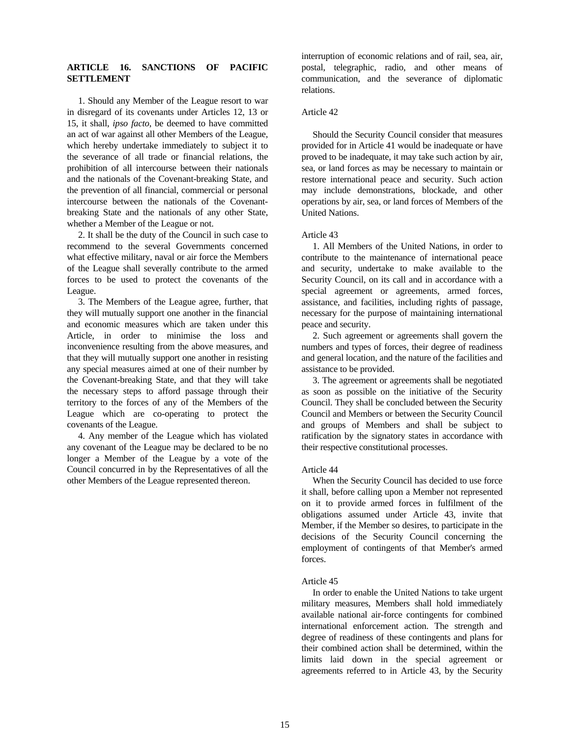### ARTICLE 16. SANCTIONS OF PACIFIC SETTLEMENT

1. Should any Member of the League resort to war in disregard of its covenants under Articles 12, 13 or 15, it shall, *ipso facto*, be deemed to have committed an act of war against all other Members of the League, which hereby undertake immediately to subject it to the severance of all trade or financial relations, the prohibition of all intercourse between their nationals and the nationals of the Covenant-breaking State, and the prevention of all financial, commercial or personal intercourse between the nationals of the Covenant-breaking State and the nationals of any other State, whether a Member of the League or not.

2. It shall be the duty of the Council in such case to recommend to the several Governments concerned what effective military, naval or air force the Members of the League shall severally contribute to the armed forces to be used to protect the covenants of the League.

3. The Members of the League agree, further, that they will mutually support one another in the financial and economic measures which are taken under this Article, in order to minimise the loss and inconvenience resulting from the above measures, and that they will mutually support one another in resisting any special measures aimed at one of their number by the Covenant-breaking State, and that they will take the necessary steps to afford passage through their territory to the forces of any of the Members of the League which are co-operating to protect the covenants of the League.

4. Any member of the League which has violated any covenant of the League may be declared to be no longer a Member of the League by a vote of the Council concurred in by the Representatives of all the other Members of the League represented thereon.

interruption of economic relations and of rail, sea, air, postal, telegraphic, radio, and other means of communication, and the severance of diplomatic relations.

Article 42

Should the Security Council consider that measures provided for in Article 41 would be inadequate or have proved to be inadequate, it may take such action by air, sea, or land forces as may be necessary to maintain or restore international peace and security. Such action may include demonstrations, blockade, and other operations by air, sea, or land forces of Members of the United Nations.

Article 43

1. All Members of the United Nations, in order to contribute to the maintenance of international peace and security, undertake to make available to the Security Council, on its call and in accordance with a special agreement or agreements, armed forces, assistance, and facilities, including rights of passage, necessary for the purpose of maintaining international peace and security.

2. Such agreement or agreements shall govern the numbers and types of forces, their degree of readiness and general location, and the nature of the facilities and assistance to be provided.

3. The agreement or agreements shall be negotiated as soon as possible on the initiative of the Security Council. They shall be concluded between the Security Council and Members or between the Security Council and groups of Members and shall be subject to ratification by the signatory states in accordance with their respective constitutional processes.

Article 44

When the Security Council has decided to use force it shall, before calling upon a Member not represented on it to provide armed forces in fulfilment of the obligations assumed under Article 43, invite that Member, if the Member so desires, to participate in the decisions of the Security Council concerning the employment of contingents of that Member's armed forces.

Article 45

In order to enable the United Nations to take urgent military measures, Members shall hold immediately available national air-force contingents for combined international enforcement action. The strength and degree of readiness of these contingents and plans for their combined action shall be determined, within the limits laid down in the special agreement or agreements referred to in Article 43, by the Security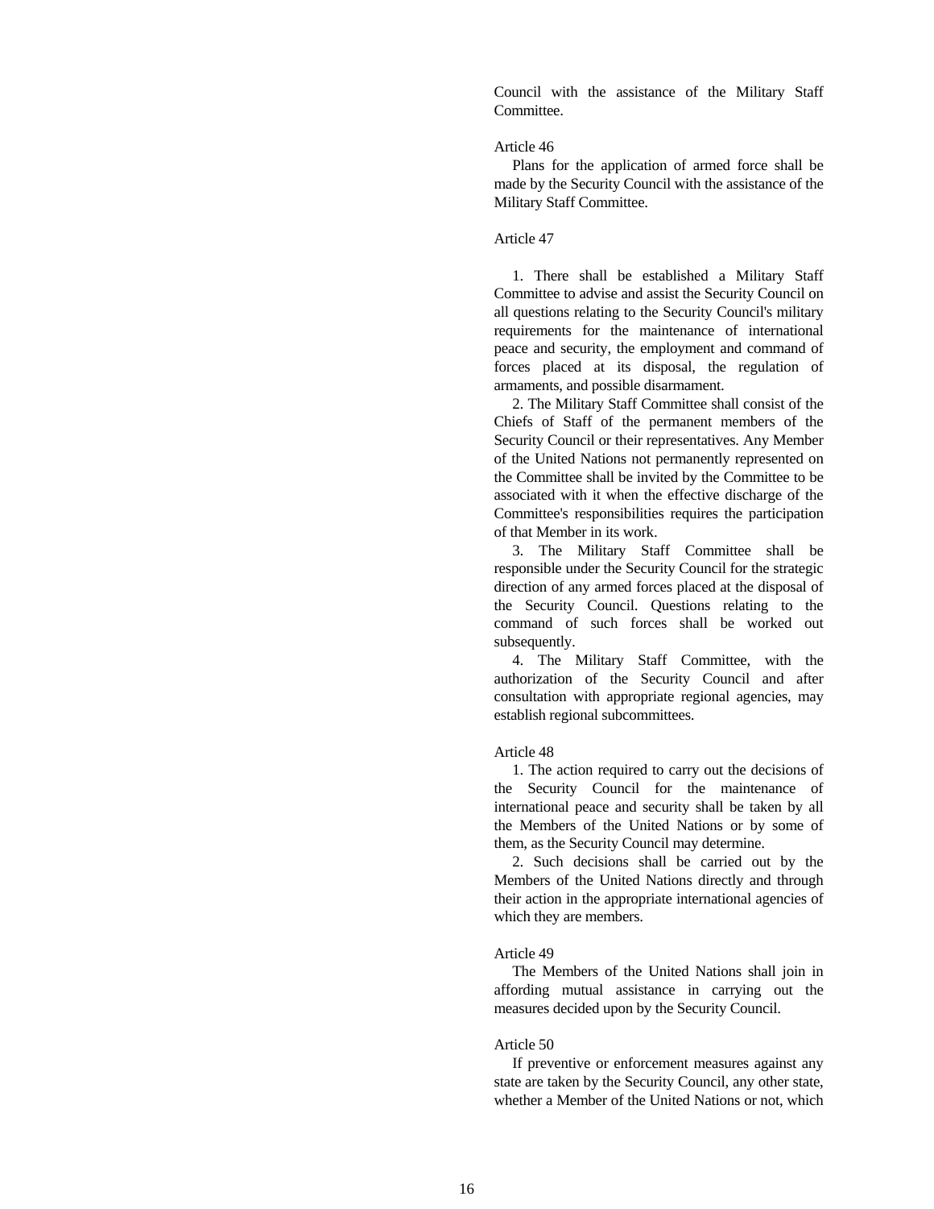Council with the assistance of the Military Staff Committee.

Article 46

Plans for the application of armed force shall be made by the Security Council with the assistance of the Military Staff Committee.

Article 47

1. There shall be established a Military Staff Committee to advise and assist the Security Council on all questions relating to the Security Council's military requirements for the maintenance of international peace and security, the employment and command of forces placed at its disposal, the regulation of armaments, and possible disarmament.

2. The Military Staff Committee shall consist of the Chiefs of Staff of the permanent members of the Security Council or their representatives. Any Member of the United Nations not permanently represented on the Committee shall be invited by the Committee to be associated with it when the effective discharge of the Committee's responsibilities requires the participation of that Member in its work.

3. The Military Staff Committee shall be responsible under the Security Council for the strategic direction of any armed forces placed at the disposal of the Security Council. Questions relating to the command of such forces shall be worked out subsequently.

4. The Military Staff Committee, with the authorization of the Security Council and after consultation with appropriate regional agencies, may establish regional subcommittees.

Article 48

1. The action required to carry out the decisions of the Security Council for the maintenance of international peace and security shall be taken by all the Members of the United Nations or by some of them, as the Security Council may determine.

2. Such decisions shall be carried out by the Members of the United Nations directly and through their action in the appropriate international agencies of which they are members.

Article 49

The Members of the United Nations shall join in affording mutual assistance in carrying out the measures decided upon by the Security Council.

Article 50

If preventive or enforcement measures against any state are taken by the Security Council, any other state, whether a Member of the United Nations or not, which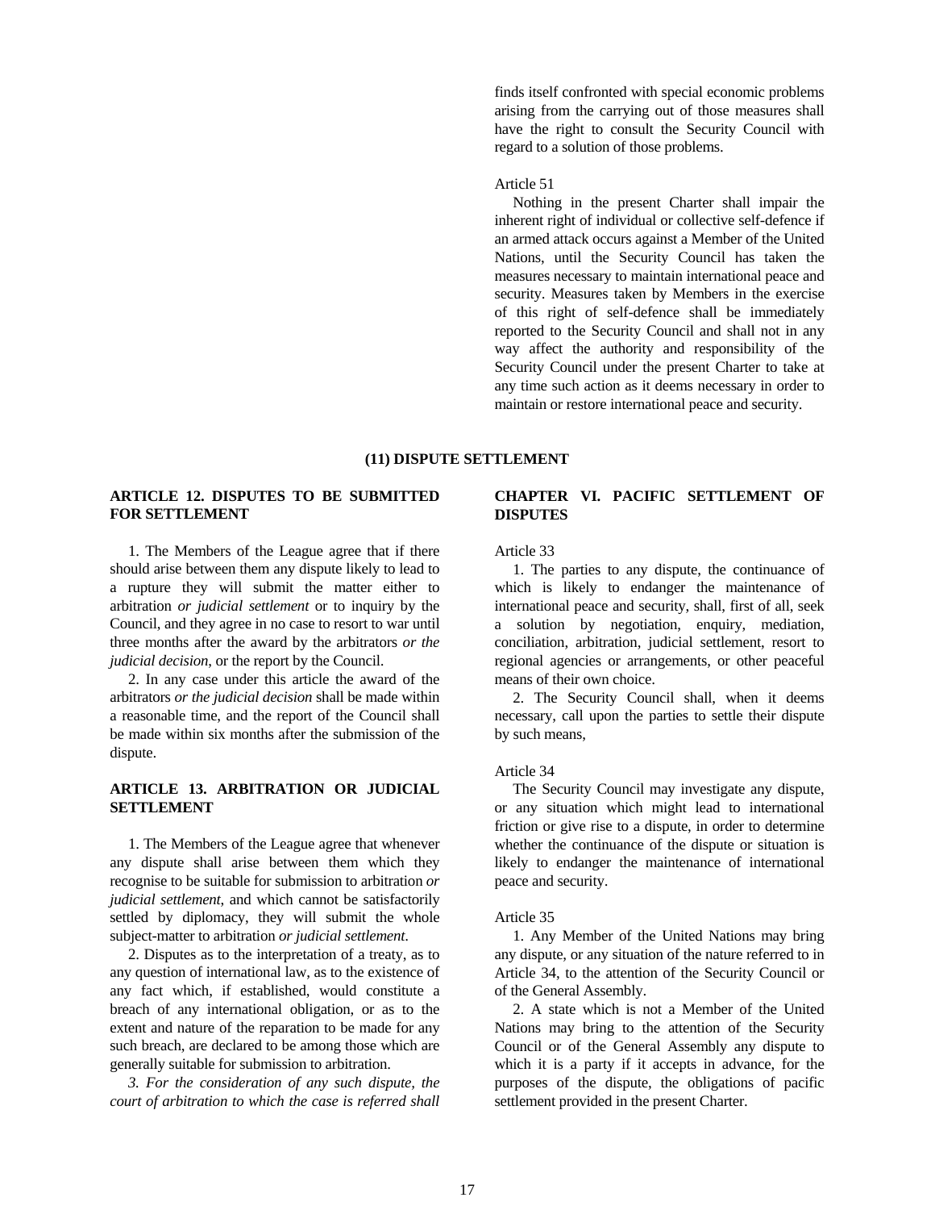finds itself confronted with special economic problems arising from the carrying out of those measures shall have the right to consult the Security Council with regard to a solution of those problems.

Article 51

Nothing in the present Charter shall impair the inherent right of individual or collective self-defence if an armed attack occurs against a Member of the United Nations, until the Security Council has taken the measures necessary to maintain international peace and security. Measures taken by Members in the exercise of this right of self-defence shall be immediately reported to the Security Council and shall not in any way affect the authority and responsibility of the Security Council under the present Charter to take at any time such action as it deems necessary in order to maintain or restore international peace and security.

## (11) DISPUTE SETTLEMENT

### ARTICLE 12. DISPUTES TO BE SUBMITTED FOR SETTLEMENT

1. The Members of the League agree that if there should arise between them any dispute likely to lead to a rupture they will submit the matter either to arbitration *or judicial settlement* or to inquiry by the Council, and they agree in no case to resort to war until three months after the award by the arbitrators *or the judicial decision*, or the report by the Council.

2. In any case under this article the award of the arbitrators *or the judicial decision* shall be made within a reasonable time, and the report of the Council shall be made within six months after the submission of the dispute.

### ARTICLE 13. ARBITRATION OR JUDICIAL SETTLEMENT

1. The Members of the League agree that whenever any dispute shall arise between them which they recognise to be suitable for submission to arbitration *or judicial settlement*, and which cannot be satisfactorily settled by diplomacy, they will submit the whole subject-matter to arbitration *or judicial settlement*.

2. Disputes as to the interpretation of a treaty, as to any question of international law, as to the existence of any fact which, if established, would constitute a breach of any international obligation, or as to the extent and nature of the reparation to be made for any such breach, are declared to be among those which are generally suitable for submission to arbitration.

*3. For the consideration of any such dispute, the court of arbitration to which the case is referred shall*

### CHAPTER VI. PACIFIC SETTLEMENT OF DISPUTES

Article 33

1. The parties to any dispute, the continuance of which is likely to endanger the maintenance of international peace and security, shall, first of all, seek a solution by negotiation, enquiry, mediation, conciliation, arbitration, judicial settlement, resort to regional agencies or arrangements, or other peaceful means of their own choice.

2. The Security Council shall, when it deems necessary, call upon the parties to settle their dispute by such means,

Article 34

The Security Council may investigate any dispute, or any situation which might lead to international friction or give rise to a dispute, in order to determine whether the continuance of the dispute or situation is likely to endanger the maintenance of international peace and security.

Article 35

1. Any Member of the United Nations may bring any dispute, or any situation of the nature referred to in Article 34, to the attention of the Security Council or of the General Assembly.

2. A state which is not a Member of the United Nations may bring to the attention of the Security Council or of the General Assembly any dispute to which it is a party if it accepts in advance, for the purposes of the dispute, the obligations of pacific settlement provided in the present Charter.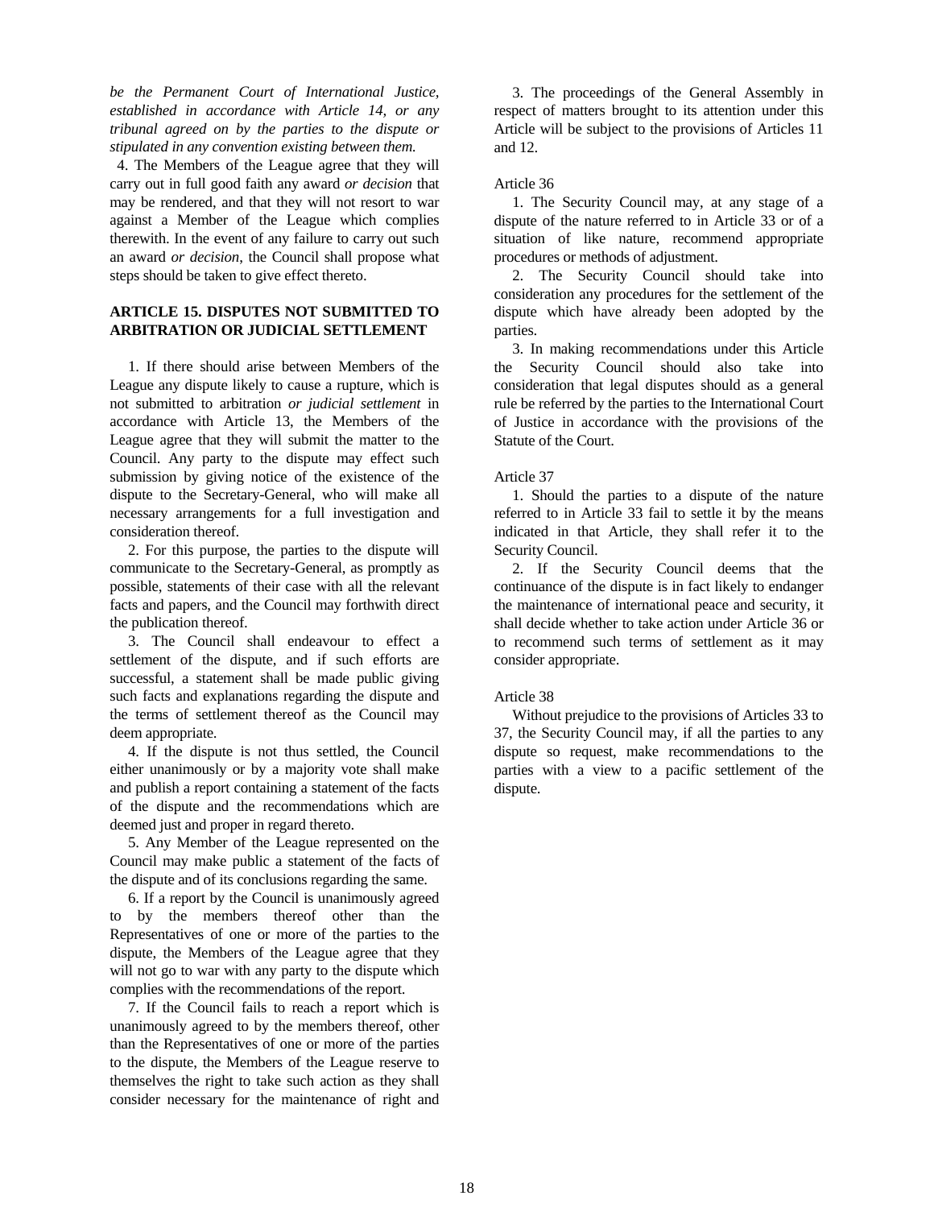*be the Permanent Court of International Justice, established in accordance with Article 14, or any tribunal agreed on by the parties to the dispute or stipulated in any convention existing between them.*

4. The Members of the League agree that they will carry out in full good faith any award *or decision* that may be rendered, and that they will not resort to war against a Member of the League which complies therewith. In the event of any failure to carry out such an award *or decision*, the Council shall propose what steps should be taken to give effect thereto.

### ARTICLE 15. DISPUTES NOT SUBMITTED TO ARBITRATION OR JUDICIAL SETTLEMENT

1. If there should arise between Members of the League any dispute likely to cause a rupture, which is not submitted to arbitration *or judicial settlement* in accordance with Article 13, the Members of the League agree that they will submit the matter to the Council. Any party to the dispute may effect such submission by giving notice of the existence of the dispute to the Secretary-General, who will make all necessary arrangements for a full investigation and consideration thereof.

2. For this purpose, the parties to the dispute will communicate to the Secretary-General, as promptly as possible, statements of their case with all the relevant facts and papers, and the Council may forthwith direct the publication thereof.

3. The Council shall endeavour to effect a settlement of the dispute, and if such efforts are successful, a statement shall be made public giving such facts and explanations regarding the dispute and the terms of settlement thereof as the Council may deem appropriate.

4. If the dispute is not thus settled, the Council either unanimously or by a majority vote shall make and publish a report containing a statement of the facts of the dispute and the recommendations which are deemed just and proper in regard thereto.

5. Any Member of the League represented on the Council may make public a statement of the facts of the dispute and of its conclusions regarding the same.

6. If a report by the Council is unanimously agreed to by the members thereof other than the Representatives of one or more of the parties to the dispute, the Members of the League agree that they will not go to war with any party to the dispute which complies with the recommendations of the report.

7. If the Council fails to reach a report which is unanimously agreed to by the members thereof, other than the Representatives of one or more of the parties to the dispute, the Members of the League reserve to themselves the right to take such action as they shall consider necessary for the maintenance of right and

3. The proceedings of the General Assembly in respect of matters brought to its attention under this Article will be subject to the provisions of Articles 11 and 12.

Article 36

1. The Security Council may, at any stage of a dispute of the nature referred to in Article 33 or of a situation of like nature, recommend appropriate procedures or methods of adjustment.

2. The Security Council should take into consideration any procedures for the settlement of the dispute which have already been adopted by the parties.

3. In making recommendations under this Article the Security Council should also take into consideration that legal disputes should as a general rule be referred by the parties to the International Court of Justice in accordance with the provisions of the Statute of the Court.

Article 37

1. Should the parties to a dispute of the nature referred to in Article 33 fail to settle it by the means indicated in that Article, they shall refer it to the Security Council.

2. If the Security Council deems that the continuance of the dispute is in fact likely to endanger the maintenance of international peace and security, it shall decide whether to take action under Article 36 or to recommend such terms of settlement as it may consider appropriate.

Article 38

Without prejudice to the provisions of Articles 33 to 37, the Security Council may, if all the parties to any dispute so request, make recommendations to the parties with a view to a pacific settlement of the dispute.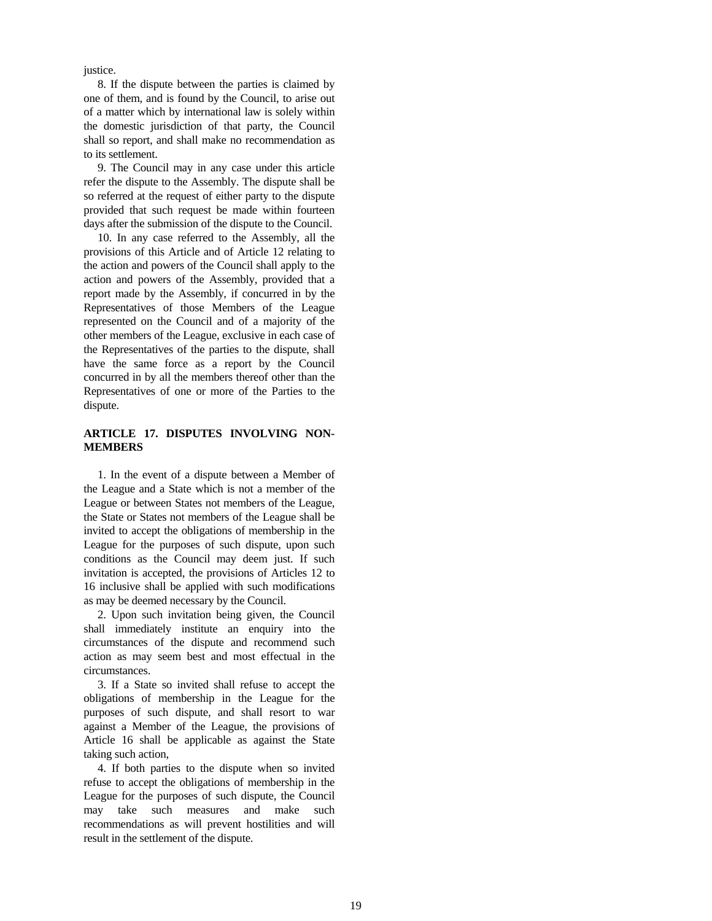justice.

8. If the dispute between the parties is claimed by one of them, and is found by the Council, to arise out of a matter which by international law is solely within the domestic jurisdiction of that party, the Council shall so report, and shall make no recommendation as to its settlement.

9. The Council may in any case under this article refer the dispute to the Assembly. The dispute shall be so referred at the request of either party to the dispute provided that such request be made within fourteen days after the submission of the dispute to the Council.

10. In any case referred to the Assembly, all the provisions of this Article and of Article 12 relating to the action and powers of the Council shall apply to the action and powers of the Assembly, provided that a report made by the Assembly, if concurred in by the Representatives of those Members of the League represented on the Council and of a majority of the other members of the League, exclusive in each case of the Representatives of the parties to the dispute, shall have the same force as a report by the Council concurred in by all the members thereof other than the Representatives of one or more of the Parties to the dispute.

### ARTICLE 17. DISPUTES INVOLVING NON-MEMBERS

1. In the event of a dispute between a Member of the League and a State which is not a member of the League or between States not members of the League, the State or States not members of the League shall be invited to accept the obligations of membership in the League for the purposes of such dispute, upon such conditions as the Council may deem just. If such invitation is accepted, the provisions of Articles 12 to 16 inclusive shall be applied with such modifications as may be deemed necessary by the Council.

2. Upon such invitation being given, the Council shall immediately institute an enquiry into the circumstances of the dispute and recommend such action as may seem best and most effectual in the circumstances.

3. If a State so invited shall refuse to accept the obligations of membership in the League for the purposes of such dispute, and shall resort to war against a Member of the League, the provisions of Article 16 shall be applicable as against the State taking such action,

4. If both parties to the dispute when so invited refuse to accept the obligations of membership in the League for the purposes of such dispute, the Council may take such measures and make such recommendations as will prevent hostilities and will result in the settlement of the dispute.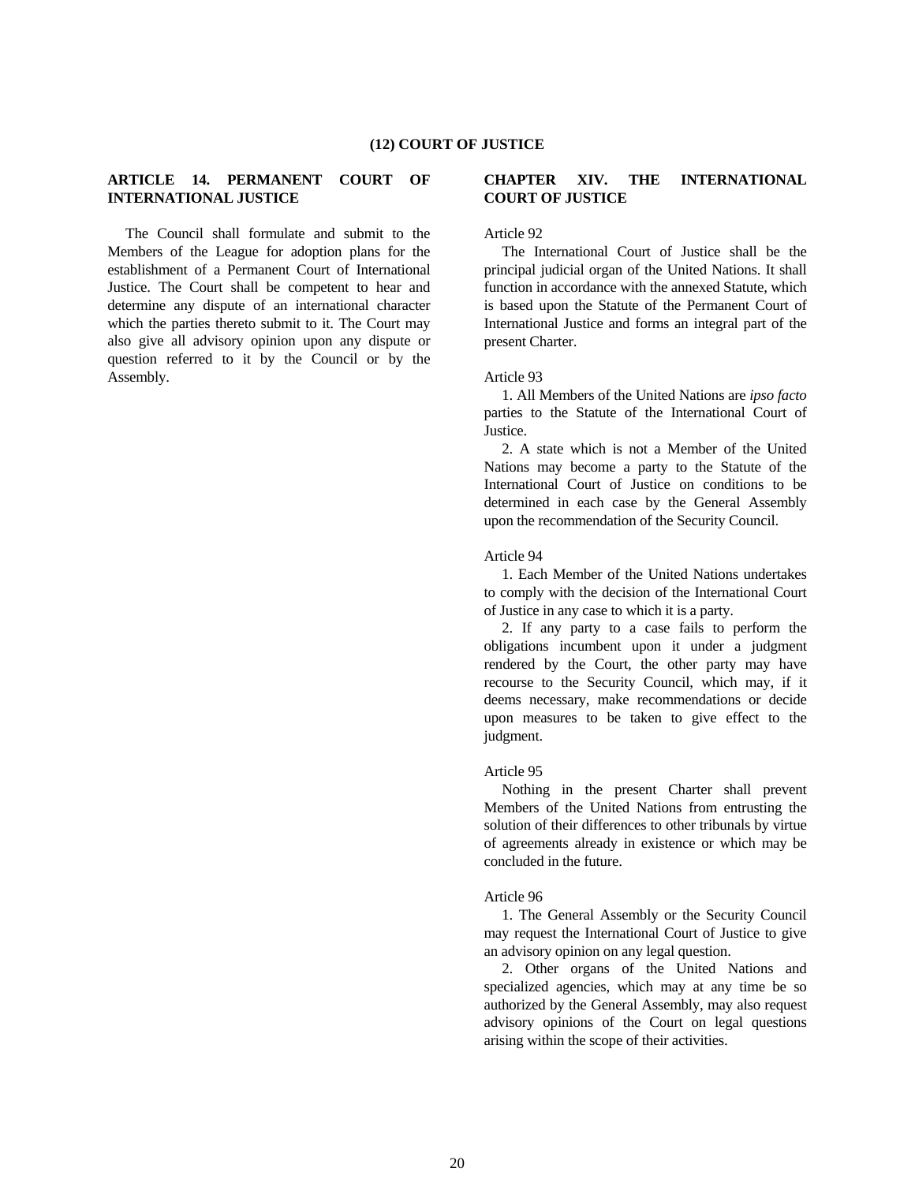## (12) COURT OF JUSTICE

### ARTICLE 14. PERMANENT COURT OF INTERNATIONAL JUSTICE

The Council shall formulate and submit to the Members of the League for adoption plans for the establishment of a Permanent Court of International Justice. The Court shall be competent to hear and determine any dispute of an international character which the parties thereto submit to it. The Court may also give all advisory opinion upon any dispute or question referred to it by the Council or by the Assembly.

### CHAPTER XIV. THE INTERNATIONAL COURT OF JUSTICE

Article 92

The International Court of Justice shall be the principal judicial organ of the United Nations. It shall function in accordance with the annexed Statute, which is based upon the Statute of the Permanent Court of International Justice and forms an integral part of the present Charter.

Article 93

1. All Members of the United Nations are *ipso facto* parties to the Statute of the International Court of Justice.

2. A state which is not a Member of the United Nations may become a party to the Statute of the International Court of Justice on conditions to be determined in each case by the General Assembly upon the recommendation of the Security Council.

Article 94

1. Each Member of the United Nations undertakes to comply with the decision of the International Court of Justice in any case to which it is a party.

2. If any party to a case fails to perform the obligations incumbent upon it under a judgment rendered by the Court, the other party may have recourse to the Security Council, which may, if it deems necessary, make recommendations or decide upon measures to be taken to give effect to the judgment.

Article 95

Nothing in the present Charter shall prevent Members of the United Nations from entrusting the solution of their differences to other tribunals by virtue of agreements already in existence or which may be concluded in the future.

Article 96

1. The General Assembly or the Security Council may request the International Court of Justice to give an advisory opinion on any legal question.

2. Other organs of the United Nations and specialized agencies, which may at any time be so authorized by the General Assembly, may also request advisory opinions of the Court on legal questions arising within the scope of their activities.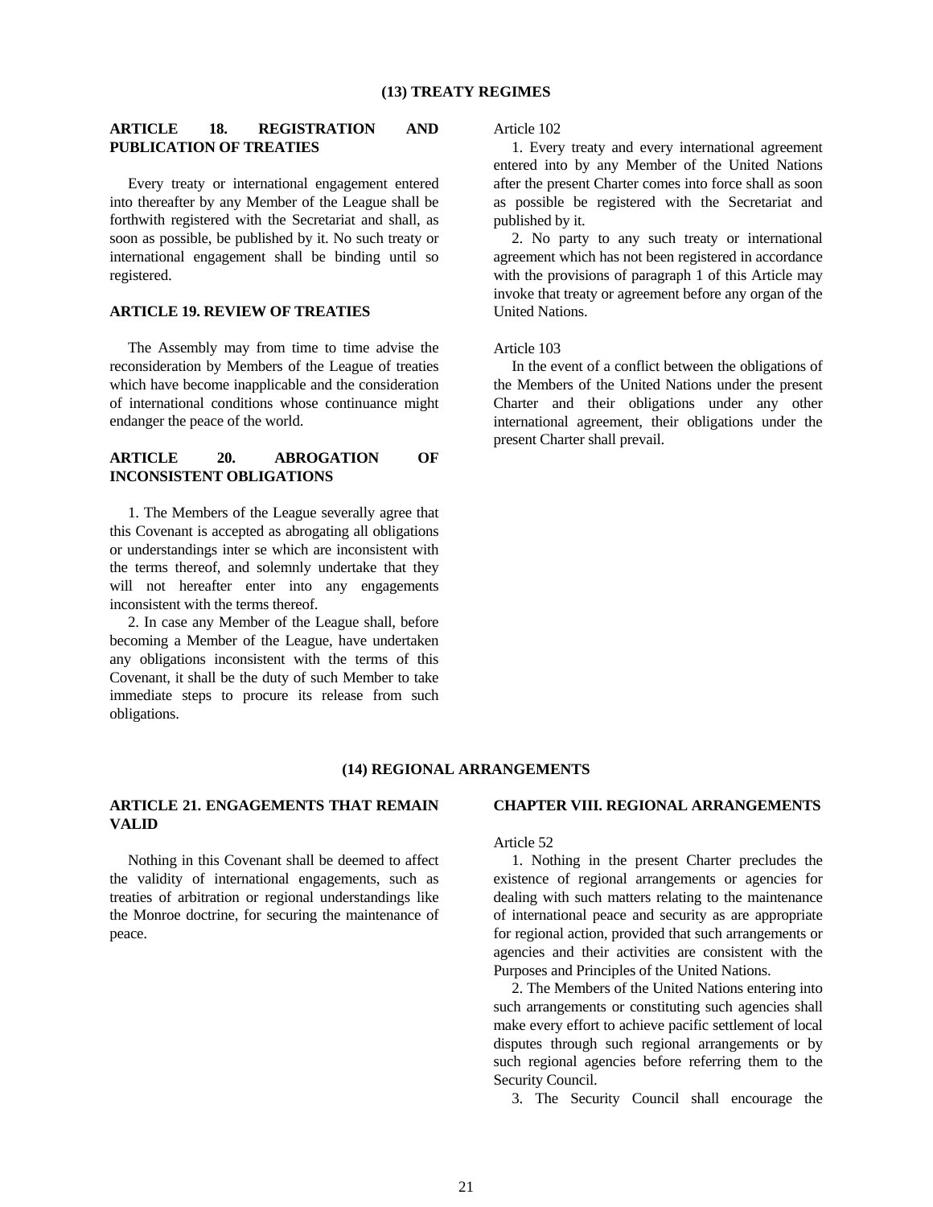## (13) TREATY REGIMES

### ARTICLE 18. REGISTRATION AND PUBLICATION OF TREATIES

Every treaty or international engagement entered into thereafter by any Member of the League shall be forthwith registered with the Secretariat and shall, as soon as possible, be published by it. No such treaty or international engagement shall be binding until so registered.

### ARTICLE 19. REVIEW OF TREATIES

The Assembly may from time to time advise the reconsideration by Members of the League of treaties which have become inapplicable and the consideration of international conditions whose continuance might endanger the peace of the world.

### ARTICLE 20. ABROGATION OF INCONSISTENT OBLIGATIONS

1. The Members of the League severally agree that this Covenant is accepted as abrogating all obligations or understandings inter se which are inconsistent with the terms thereof, and solemnly undertake that they will not hereafter enter into any engagements inconsistent with the terms thereof.

2. In case any Member of the League shall, before becoming a Member of the League, have undertaken any obligations inconsistent with the terms of this Covenant, it shall be the duty of such Member to take immediate steps to procure its release from such obligations.

Article 102

1. Every treaty and every international agreement entered into by any Member of the United Nations after the present Charter comes into force shall as soon as possible be registered with the Secretariat and published by it.

2. No party to any such treaty or international agreement which has not been registered in accordance with the provisions of paragraph 1 of this Article may invoke that treaty or agreement before any organ of the United Nations.

Article 103

In the event of a conflict between the obligations of the Members of the United Nations under the present Charter and their obligations under any other international agreement, their obligations under the present Charter shall prevail.

## (14) REGIONAL ARRANGEMENTS

### ARTICLE 21. ENGAGEMENTS THAT REMAIN VALID

Nothing in this Covenant shall be deemed to affect the validity of international engagements, such as treaties of arbitration or regional understandings like the Monroe doctrine, for securing the maintenance of peace.

### CHAPTER VIII. REGIONAL ARRANGEMENTS

Article 52

1. Nothing in the present Charter precludes the existence of regional arrangements or agencies for dealing with such matters relating to the maintenance of international peace and security as are appropriate for regional action, provided that such arrangements or agencies and their activities are consistent with the Purposes and Principles of the United Nations.

2. The Members of the United Nations entering into such arrangements or constituting such agencies shall make every effort to achieve pacific settlement of local disputes through such regional arrangements or by such regional agencies before referring them to the Security Council.

3. The Security Council shall encourage the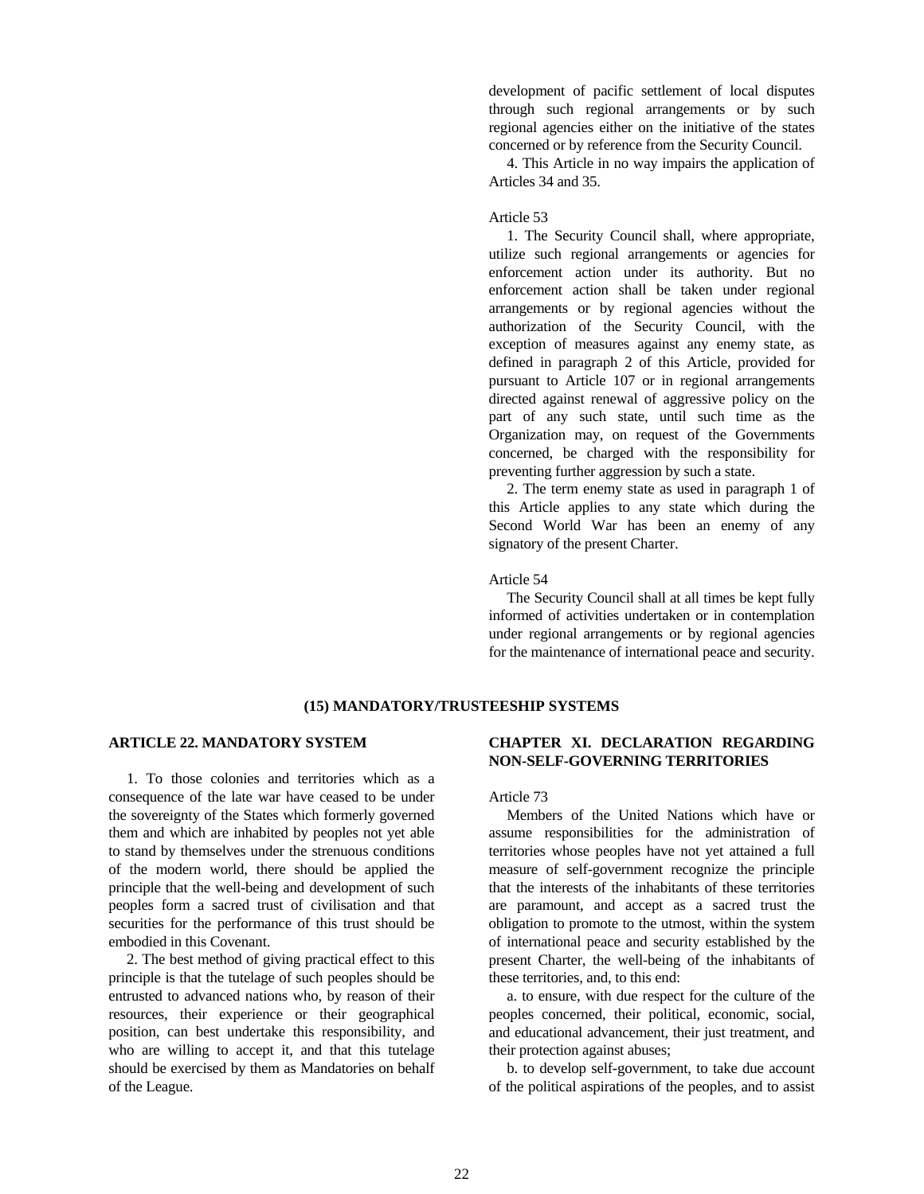development of pacific settlement of local disputes through such regional arrangements or by such regional agencies either on the initiative of the states concerned or by reference from the Security Council.

4. This Article in no way impairs the application of Articles 34 and 35.

Article 53

1. The Security Council shall, where appropriate, utilize such regional arrangements or agencies for enforcement action under its authority. But no enforcement action shall be taken under regional arrangements or by regional agencies without the authorization of the Security Council, with the exception of measures against any enemy state, as defined in paragraph 2 of this Article, provided for pursuant to Article 107 or in regional arrangements directed against renewal of aggressive policy on the part of any such state, until such time as the Organization may, on request of the Governments concerned, be charged with the responsibility for preventing further aggression by such a state.

2. The term enemy state as used in paragraph 1 of this Article applies to any state which during the Second World War has been an enemy of any signatory of the present Charter.

Article 54

The Security Council shall at all times be kept fully informed of activities undertaken or in contemplation under regional arrangements or by regional agencies for the maintenance of international peace and security.

## (15) MANDATORY/TRUSTEESHIP SYSTEMS

### ARTICLE 22. MANDATORY SYSTEM

1. To those colonies and territories which as a consequence of the late war have ceased to be under the sovereignty of the States which formerly governed them and which are inhabited by peoples not yet able to stand by themselves under the strenuous conditions of the modern world, there should be applied the principle that the well-being and development of such peoples form a sacred trust of civilisation and that securities for the performance of this trust should be embodied in this Covenant.

2. The best method of giving practical effect to this principle is that the tutelage of such peoples should be entrusted to advanced nations who, by reason of their resources, their experience or their geographical position, can best undertake this responsibility, and who are willing to accept it, and that this tutelage should be exercised by them as Mandatories on behalf of the League.

### CHAPTER XI. DECLARATION REGARDING NON-SELF-GOVERNING TERRITORIES

Article 73

Members of the United Nations which have or assume responsibilities for the administration of territories whose peoples have not yet attained a full measure of self-government recognize the principle that the interests of the inhabitants of these territories are paramount, and accept as a sacred trust the obligation to promote to the utmost, within the system of international peace and security established by the present Charter, the well-being of the inhabitants of these territories, and, to this end:

a. to ensure, with due respect for the culture of the peoples concerned, their political, economic, social, and educational advancement, their just treatment, and their protection against abuses;

b. to develop self-government, to take due account of the political aspirations of the peoples, and to assist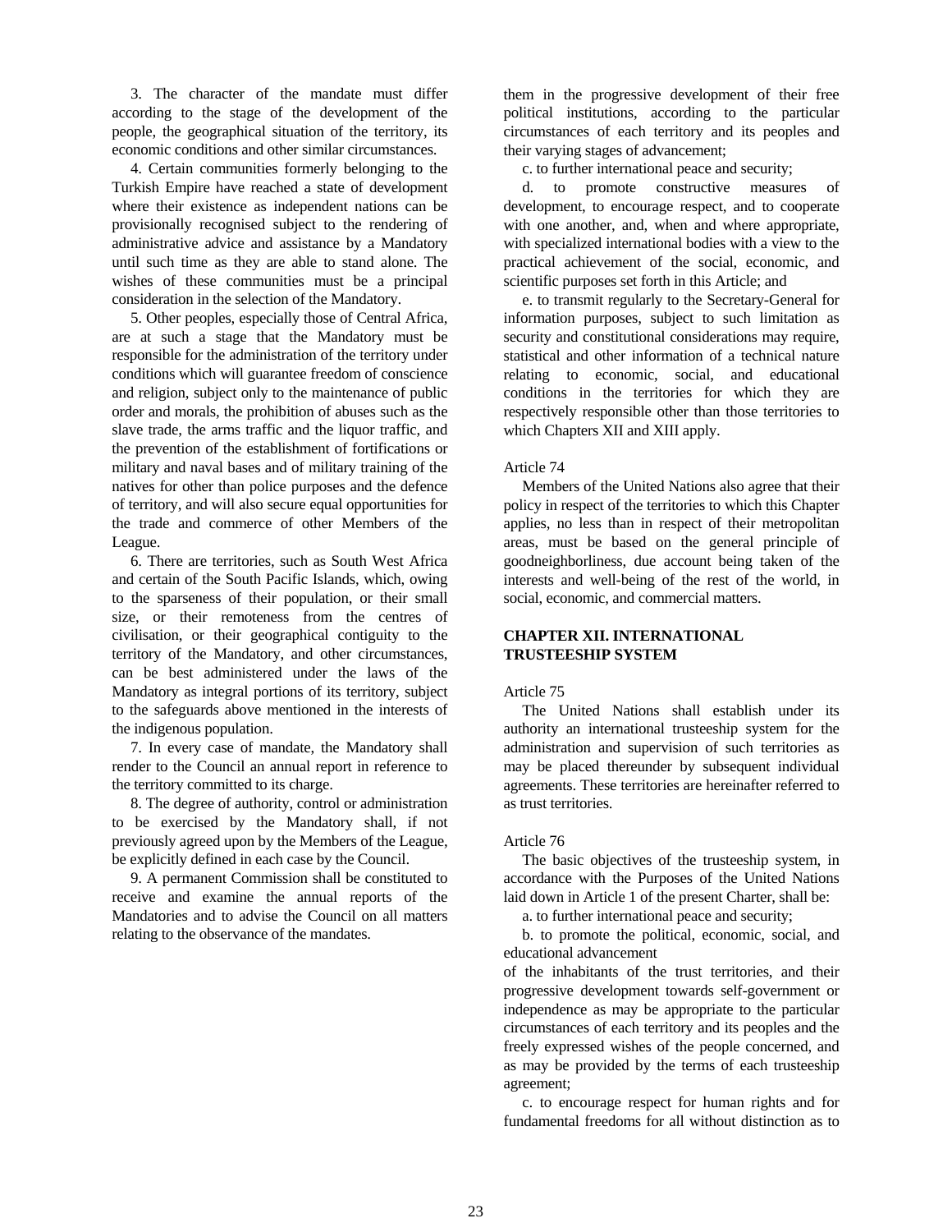3. The character of the mandate must differ according to the stage of the development of the people, the geographical situation of the territory, its economic conditions and other similar circumstances.

4. Certain communities formerly belonging to the Turkish Empire have reached a state of development where their existence as independent nations can be provisionally recognised subject to the rendering of administrative advice and assistance by a Mandatory until such time as they are able to stand alone. The wishes of these communities must be a principal consideration in the selection of the Mandatory.

5. Other peoples, especially those of Central Africa, are at such a stage that the Mandatory must be responsible for the administration of the territory under conditions which will guarantee freedom of conscience and religion, subject only to the maintenance of public order and morals, the prohibition of abuses such as the slave trade, the arms traffic and the liquor traffic, and the prevention of the establishment of fortifications or military and naval bases and of military training of the natives for other than police purposes and the defence of territory, and will also secure equal opportunities for the trade and commerce of other Members of the League.

6. There are territories, such as South West Africa and certain of the South Pacific Islands, which, owing to the sparseness of their population, or their small size, or their remoteness from the centres of civilisation, or their geographical contiguity to the territory of the Mandatory, and other circumstances, can be best administered under the laws of the Mandatory as integral portions of its territory, subject to the safeguards above mentioned in the interests of the indigenous population.

7. In every case of mandate, the Mandatory shall render to the Council an annual report in reference to the territory committed to its charge.

8. The degree of authority, control or administration to be exercised by the Mandatory shall, if not previously agreed upon by the Members of the League, be explicitly defined in each case by the Council.

9. A permanent Commission shall be constituted to receive and examine the annual reports of the Mandatories and to advise the Council on all matters relating to the observance of the mandates.

them in the progressive development of their free political institutions, according to the particular circumstances of each territory and its peoples and their varying stages of advancement;

c. to further international peace and security;

d. to promote constructive measures of development, to encourage respect, and to cooperate with one another, and, when and where appropriate, with specialized international bodies with a view to the practical achievement of the social, economic, and scientific purposes set forth in this Article; and

e. to transmit regularly to the Secretary-General for information purposes, subject to such limitation as security and constitutional considerations may require, statistical and other information of a technical nature relating to economic, social, and educational conditions in the territories for which they are respectively responsible other than those territories to which Chapters XII and XIII apply.

Article 74

Members of the United Nations also agree that their policy in respect of the territories to which this Chapter applies, no less than in respect of their metropolitan areas, must be based on the general principle of goodneighborliness, due account being taken of the interests and well-being of the rest of the world, in social, economic, and commercial matters.

**CHAPTER XII. INTERNATIONAL TRUSTEESHIP SYSTEM**

Article 75

The United Nations shall establish under its authority an international trusteeship system for the administration and supervision of such territories as may be placed thereunder by subsequent individual agreements. These territories are hereinafter referred to as trust territories.

Article 76

The basic objectives of the trusteeship system, in accordance with the Purposes of the United Nations laid down in Article 1 of the present Charter, shall be:

a. to further international peace and security;

b. to promote the political, economic, social, and educational advancement of the inhabitants of the trust territories, and their progressive development towards self-government or independence as may be appropriate to the particular circumstances of each territory and its peoples and the freely expressed wishes of the people concerned, and as may be provided by the terms of each trusteeship agreement;

c. to encourage respect for human rights and for fundamental freedoms for all without distinction as to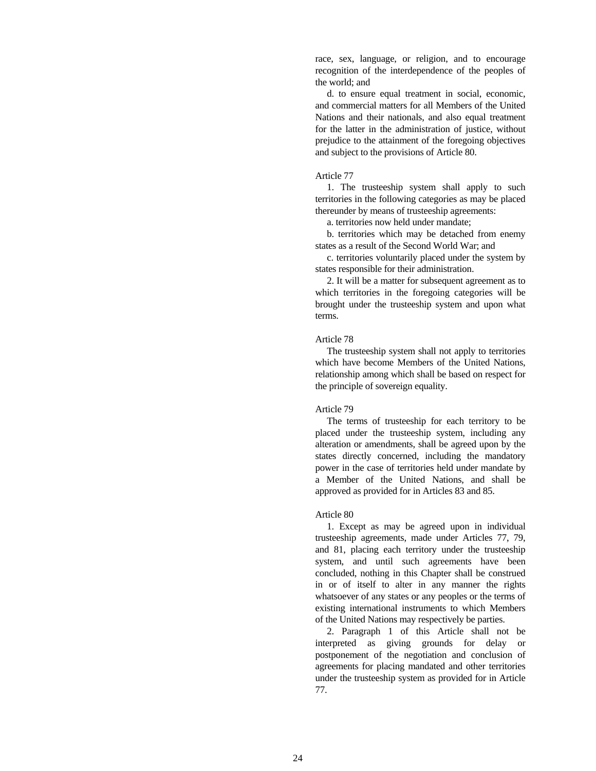race, sex, language, or religion, and to encourage recognition of the interdependence of the peoples of the world; and

d. to ensure equal treatment in social, economic, and commercial matters for all Members of the United Nations and their nationals, and also equal treatment for the latter in the administration of justice, without prejudice to the attainment of the foregoing objectives and subject to the provisions of Article 80.

Article 77

1. The trusteeship system shall apply to such territories in the following categories as may be placed thereunder by means of trusteeship agreements:

a. territories now held under mandate;

b. territories which may be detached from enemy states as a result of the Second World War; and

c. territories voluntarily placed under the system by states responsible for their administration.

2. It will be a matter for subsequent agreement as to which territories in the foregoing categories will be brought under the trusteeship system and upon what terms.

Article 78

The trusteeship system shall not apply to territories which have become Members of the United Nations, relationship among which shall be based on respect for the principle of sovereign equality.

Article 79

The terms of trusteeship for each territory to be placed under the trusteeship system, including any alteration or amendments, shall be agreed upon by the states directly concerned, including the mandatory power in the case of territories held under mandate by a Member of the United Nations, and shall be approved as provided for in Articles 83 and 85.

Article 80

1. Except as may be agreed upon in individual trusteeship agreements, made under Articles 77, 79, and 81, placing each territory under the trusteeship system, and until such agreements have been concluded, nothing in this Chapter shall be construed in or of itself to alter in any manner the rights whatsoever of any states or any peoples or the terms of existing international instruments to which Members of the United Nations may respectively be parties.

2. Paragraph 1 of this Article shall not be interpreted as giving grounds for delay or postponement of the negotiation and conclusion of agreements for placing mandated and other territories under the trusteeship system as provided for in Article 77.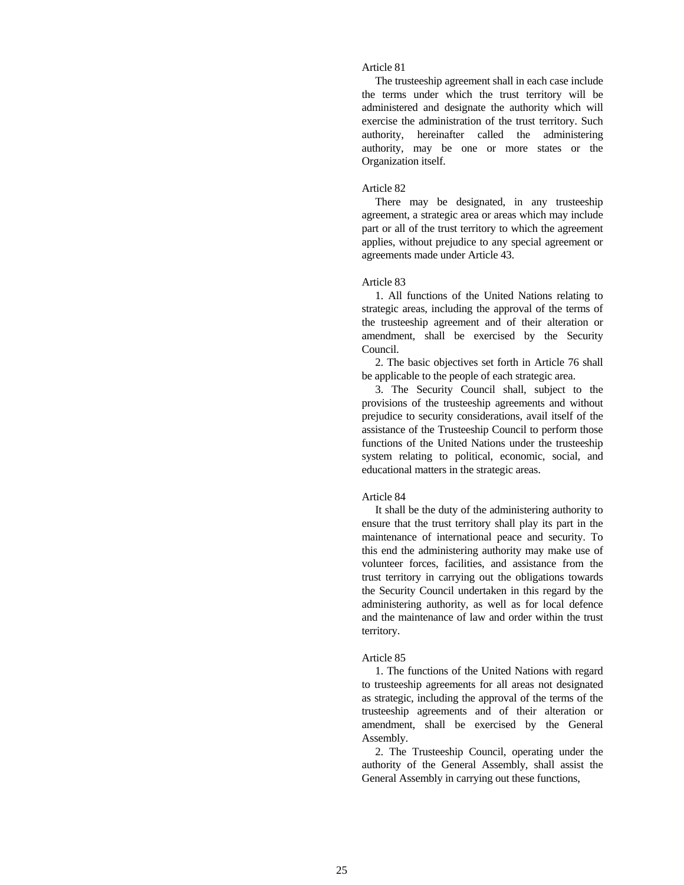Article 81

The trusteeship agreement shall in each case include the terms under which the trust territory will be administered and designate the authority which will exercise the administration of the trust territory. Such authority, hereinafter called the administering authority, may be one or more states or the Organization itself.

Article 82

There may be designated, in any trusteeship agreement, a strategic area or areas which may include part or all of the trust territory to which the agreement applies, without prejudice to any special agreement or agreements made under Article 43.

Article 83

1. All functions of the United Nations relating to strategic areas, including the approval of the terms of the trusteeship agreement and of their alteration or amendment, shall be exercised by the Security Council.

2. The basic objectives set forth in Article 76 shall be applicable to the people of each strategic area.

3. The Security Council shall, subject to the provisions of the trusteeship agreements and without prejudice to security considerations, avail itself of the assistance of the Trusteeship Council to perform those functions of the United Nations under the trusteeship system relating to political, economic, social, and educational matters in the strategic areas.

Article 84

It shall be the duty of the administering authority to ensure that the trust territory shall play its part in the maintenance of international peace and security. To this end the administering authority may make use of volunteer forces, facilities, and assistance from the trust territory in carrying out the obligations towards the Security Council undertaken in this regard by the administering authority, as well as for local defence and the maintenance of law and order within the trust territory.

Article 85

1. The functions of the United Nations with regard to trusteeship agreements for all areas not designated as strategic, including the approval of the terms of the trusteeship agreements and of their alteration or amendment, shall be exercised by the General Assembly.

2. The Trusteeship Council, operating under the authority of the General Assembly, shall assist the General Assembly in carrying out these functions,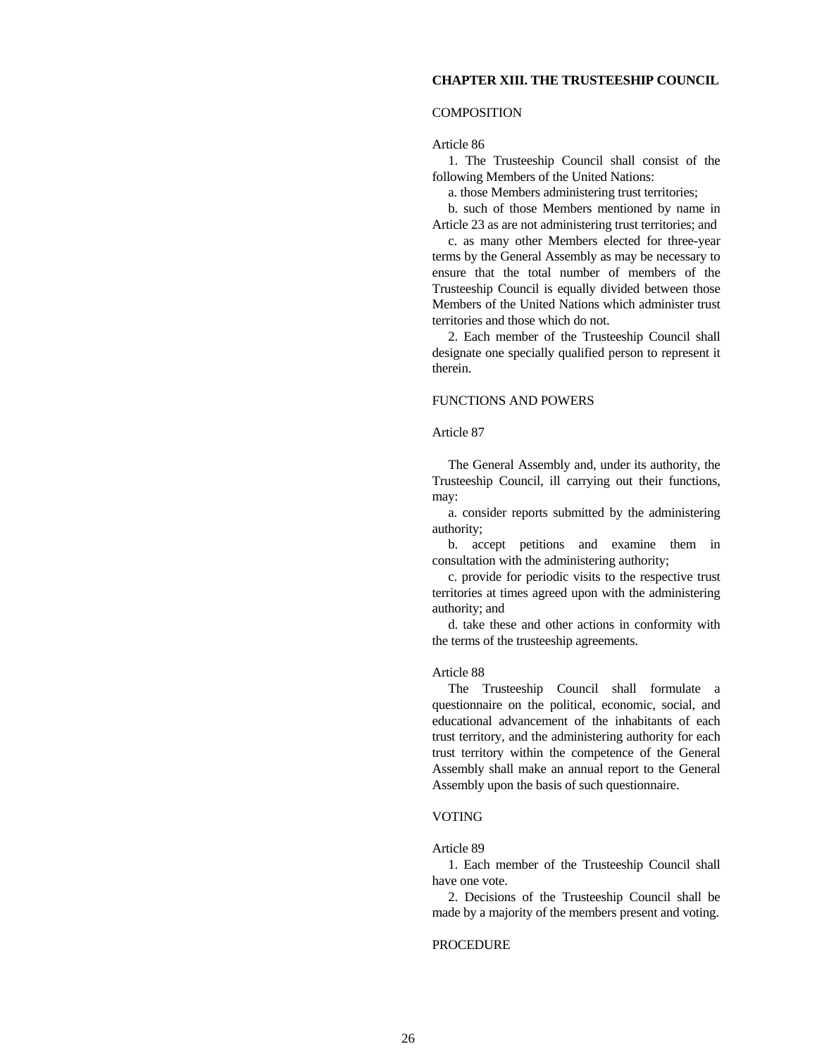## CHAPTER XIII. THE TRUSTEESHIP COUNCIL

### COMPOSITION

Article 86

1. The Trusteeship Council shall consist of the following Members of the United Nations:

a. those Members administering trust territories;

b. such of those Members mentioned by name in Article 23 as are not administering trust territories; and

c. as many other Members elected for three-year terms by the General Assembly as may be necessary to ensure that the total number of members of the Trusteeship Council is equally divided between those Members of the United Nations which administer trust territories and those which do not.

2. Each member of the Trusteeship Council shall designate one specially qualified person to represent it therein.

### FUNCTIONS AND POWERS

Article 87

The General Assembly and, under its authority, the Trusteeship Council, ill carrying out their functions, may:

a. consider reports submitted by the administering authority;

b. accept petitions and examine them in consultation with the administering authority;

c. provide for periodic visits to the respective trust territories at times agreed upon with the administering authority; and

d. take these and other actions in conformity with the terms of the trusteeship agreements.

Article 88

The Trusteeship Council shall formulate a questionnaire on the political, economic, social, and educational advancement of the inhabitants of each trust territory, and the administering authority for each trust territory within the competence of the General Assembly shall make an annual report to the General Assembly upon the basis of such questionnaire.

### VOTING

Article 89

1. Each member of the Trusteeship Council shall have one vote.

2. Decisions of the Trusteeship Council shall be made by a majority of the members present and voting.

### PROCEDURE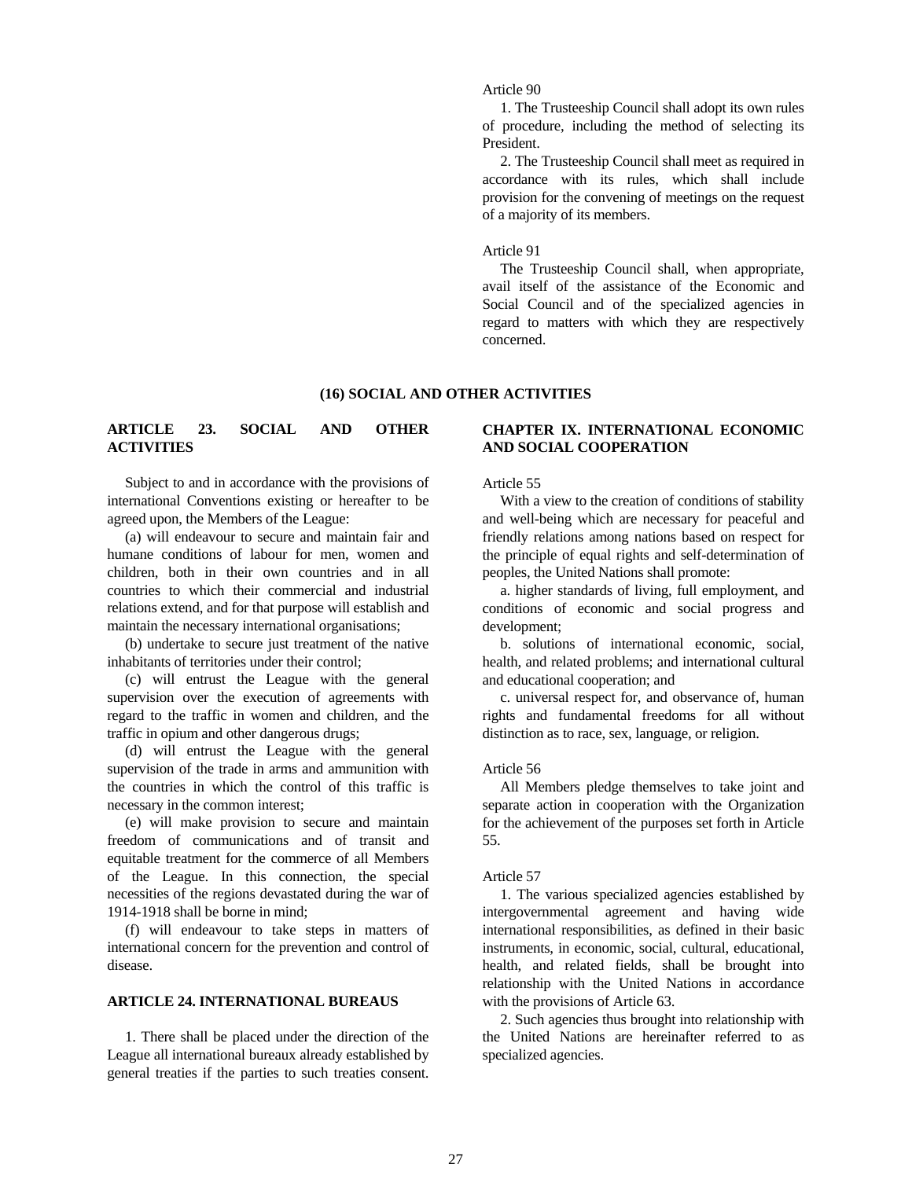Article 90

1. The Trusteeship Council shall adopt its own rules of procedure, including the method of selecting its President.

2. The Trusteeship Council shall meet as required in accordance with its rules, which shall include provision for the convening of meetings on the request of a majority of its members.

Article 91

The Trusteeship Council shall, when appropriate, avail itself of the assistance of the Economic and Social Council and of the specialized agencies in regard to matters with which they are respectively concerned.

## (16) SOCIAL AND OTHER ACTIVITIES

### ARTICLE 23. SOCIAL AND OTHER ACTIVITIES

Subject to and in accordance with the provisions of international Conventions existing or hereafter to be agreed upon, the Members of the League:

(a) will endeavour to secure and maintain fair and humane conditions of labour for men, women and children, both in their own countries and in all countries to which their commercial and industrial relations extend, and for that purpose will establish and maintain the necessary international organisations;

(b) undertake to secure just treatment of the native inhabitants of territories under their control;

(c) will entrust the League with the general supervision over the execution of agreements with regard to the traffic in women and children, and the traffic in opium and other dangerous drugs;

(d) will entrust the League with the general supervision of the trade in arms and ammunition with the countries in which the control of this traffic is necessary in the common interest;

(e) will make provision to secure and maintain freedom of communications and of transit and equitable treatment for the commerce of all Members of the League. In this connection, the special necessities of the regions devastated during the war of 1914-1918 shall be borne in mind;

(f) will endeavour to take steps in matters of international concern for the prevention and control of disease.

### ARTICLE 24. INTERNATIONAL BUREAUS

1. There shall be placed under the direction of the League all international bureaux already established by general treaties if the parties to such treaties consent.

### CHAPTER IX. INTERNATIONAL ECONOMIC AND SOCIAL COOPERATION

Article 55

With a view to the creation of conditions of stability and well-being which are necessary for peaceful and friendly relations among nations based on respect for the principle of equal rights and self-determination of peoples, the United Nations shall promote:

a. higher standards of living, full employment, and conditions of economic and social progress and development;

b. solutions of international economic, social, health, and related problems; and international cultural and educational cooperation; and

c. universal respect for, and observance of, human rights and fundamental freedoms for all without distinction as to race, sex, language, or religion.

Article 56

All Members pledge themselves to take joint and separate action in cooperation with the Organization for the achievement of the purposes set forth in Article 55.

Article 57

1. The various specialized agencies established by intergovernmental agreement and having wide international responsibilities, as defined in their basic instruments, in economic, social, cultural, educational, health, and related fields, shall be brought into relationship with the United Nations in accordance with the provisions of Article 63.

2. Such agencies thus brought into relationship with the United Nations are hereinafter referred to as specialized agencies.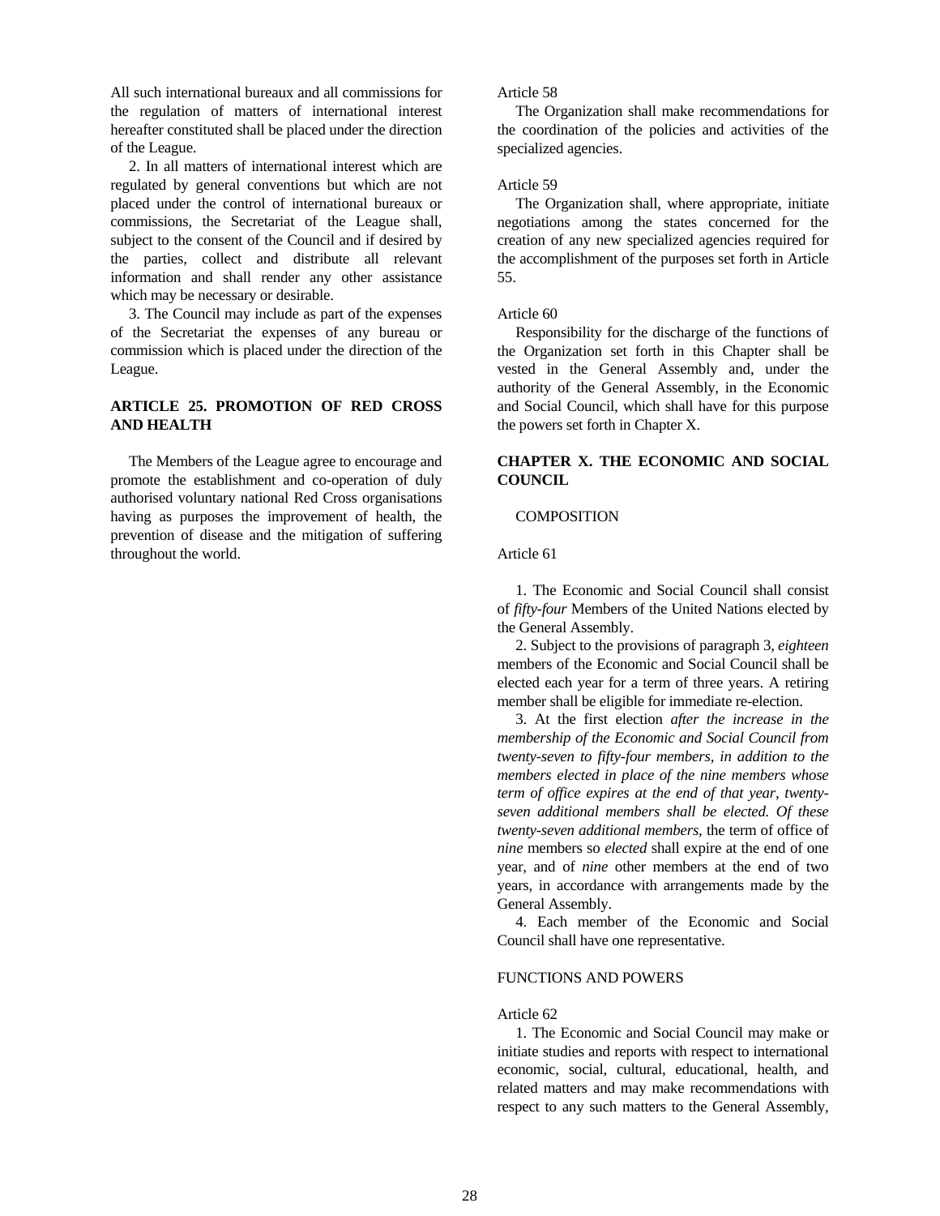All such international bureaux and all commissions for the regulation of matters of international interest hereafter constituted shall be placed under the direction of the League.

2. In all matters of international interest which are regulated by general conventions but which are not placed under the control of international bureaux or commissions, the Secretariat of the League shall, subject to the consent of the Council and if desired by the parties, collect and distribute all relevant information and shall render any other assistance which may be necessary or desirable.

3. The Council may include as part of the expenses of the Secretariat the expenses of any bureau or commission which is placed under the direction of the League.

**ARTICLE 25. PROMOTION OF RED CROSS AND HEALTH**

The Members of the League agree to encourage and promote the establishment and co-operation of duly authorised voluntary national Red Cross organisations having as purposes the improvement of health, the prevention of disease and the mitigation of suffering throughout the world.

Article 58

The Organization shall make recommendations for the coordination of the policies and activities of the specialized agencies.

Article 59

The Organization shall, where appropriate, initiate negotiations among the states concerned for the creation of any new specialized agencies required for the accomplishment of the purposes set forth in Article 55.

Article 60

Responsibility for the discharge of the functions of the Organization set forth in this Chapter shall be vested in the General Assembly and, under the authority of the General Assembly, in the Economic and Social Council, which shall have for this purpose the powers set forth in Chapter X.

**CHAPTER X. THE ECONOMIC AND SOCIAL COUNCIL**

COMPOSITION

Article 61

1. The Economic and Social Council shall consist of *fifty-four* Members of the United Nations elected by the General Assembly.

2. Subject to the provisions of paragraph 3, *eighteen* members of the Economic and Social Council shall be elected each year for a term of three years. A retiring member shall be eligible for immediate re-election.

3. At the first election *after the increase in the membership of the Economic and Social Council from twenty-seven to fifty-four members, in addition to the members elected in place of the nine members whose term of office expires at the end of that year, twenty-seven additional members shall be elected. Of these twenty-seven additional members,* the term of office of *nine* members so *elected* shall expire at the end of one year, and of *nine* other members at the end of two years, in accordance with arrangements made by the General Assembly.

4. Each member of the Economic and Social Council shall have one representative.

FUNCTIONS AND POWERS

Article 62

1. The Economic and Social Council may make or initiate studies and reports with respect to international economic, social, cultural, educational, health, and related matters and may make recommendations with respect to any such matters to the General Assembly,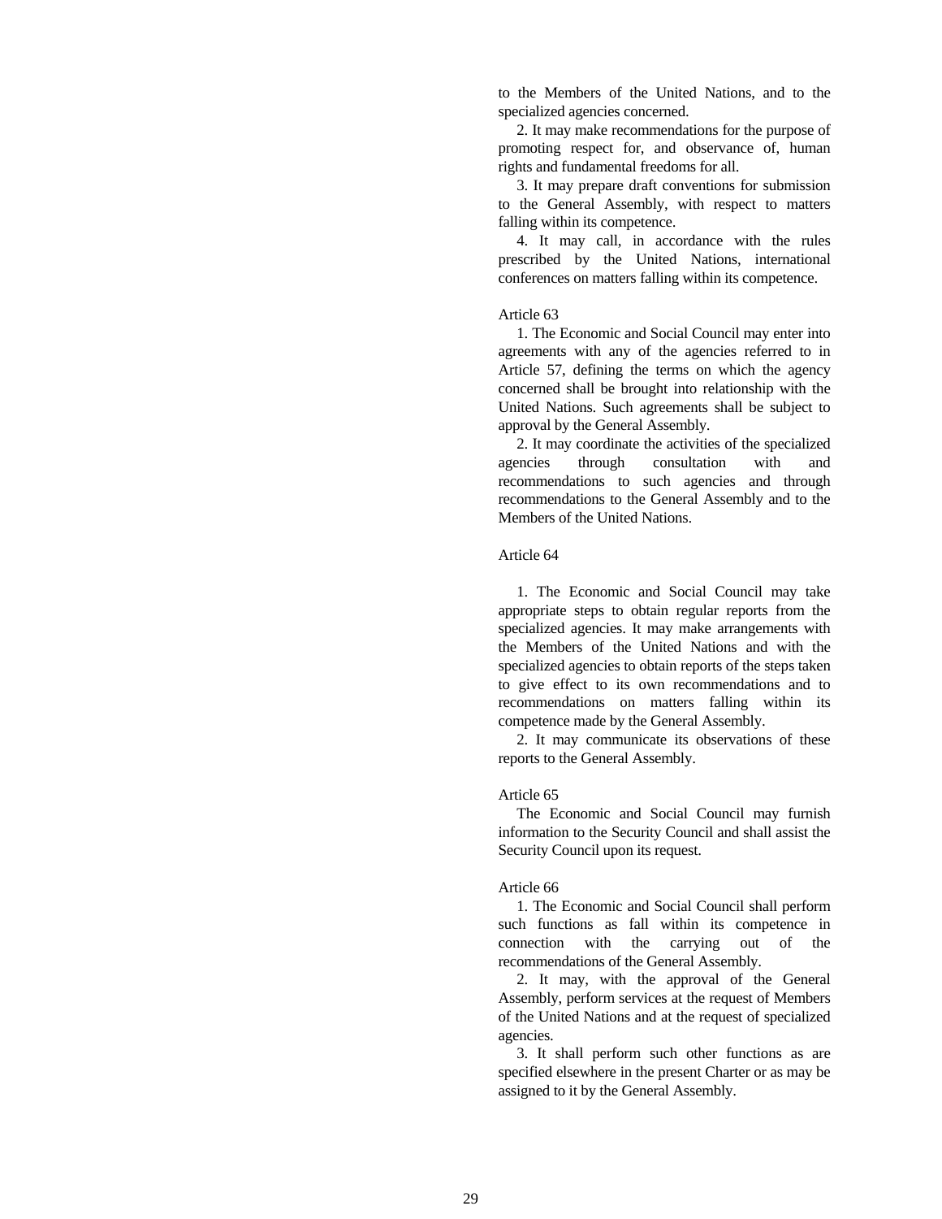to the Members of the United Nations, and to the specialized agencies concerned.

2. It may make recommendations for the purpose of promoting respect for, and observance of, human rights and fundamental freedoms for all.

3. It may prepare draft conventions for submission to the General Assembly, with respect to matters falling within its competence.

4. It may call, in accordance with the rules prescribed by the United Nations, international conferences on matters falling within its competence.

Article 63

1. The Economic and Social Council may enter into agreements with any of the agencies referred to in Article 57, defining the terms on which the agency concerned shall be brought into relationship with the United Nations. Such agreements shall be subject to approval by the General Assembly.

2. It may coordinate the activities of the specialized agencies through consultation with and recommendations to such agencies and through recommendations to the General Assembly and to the Members of the United Nations.

Article 64

1. The Economic and Social Council may take appropriate steps to obtain regular reports from the specialized agencies. It may make arrangements with the Members of the United Nations and with the specialized agencies to obtain reports of the steps taken to give effect to its own recommendations and to recommendations on matters falling within its competence made by the General Assembly.

2. It may communicate its observations of these reports to the General Assembly.

Article 65

The Economic and Social Council may furnish information to the Security Council and shall assist the Security Council upon its request.

Article 66

1. The Economic and Social Council shall perform such functions as fall within its competence in connection with the carrying out of the recommendations of the General Assembly.

2. It may, with the approval of the General Assembly, perform services at the request of Members of the United Nations and at the request of specialized agencies.

3. It shall perform such other functions as are specified elsewhere in the present Charter or as may be assigned to it by the General Assembly.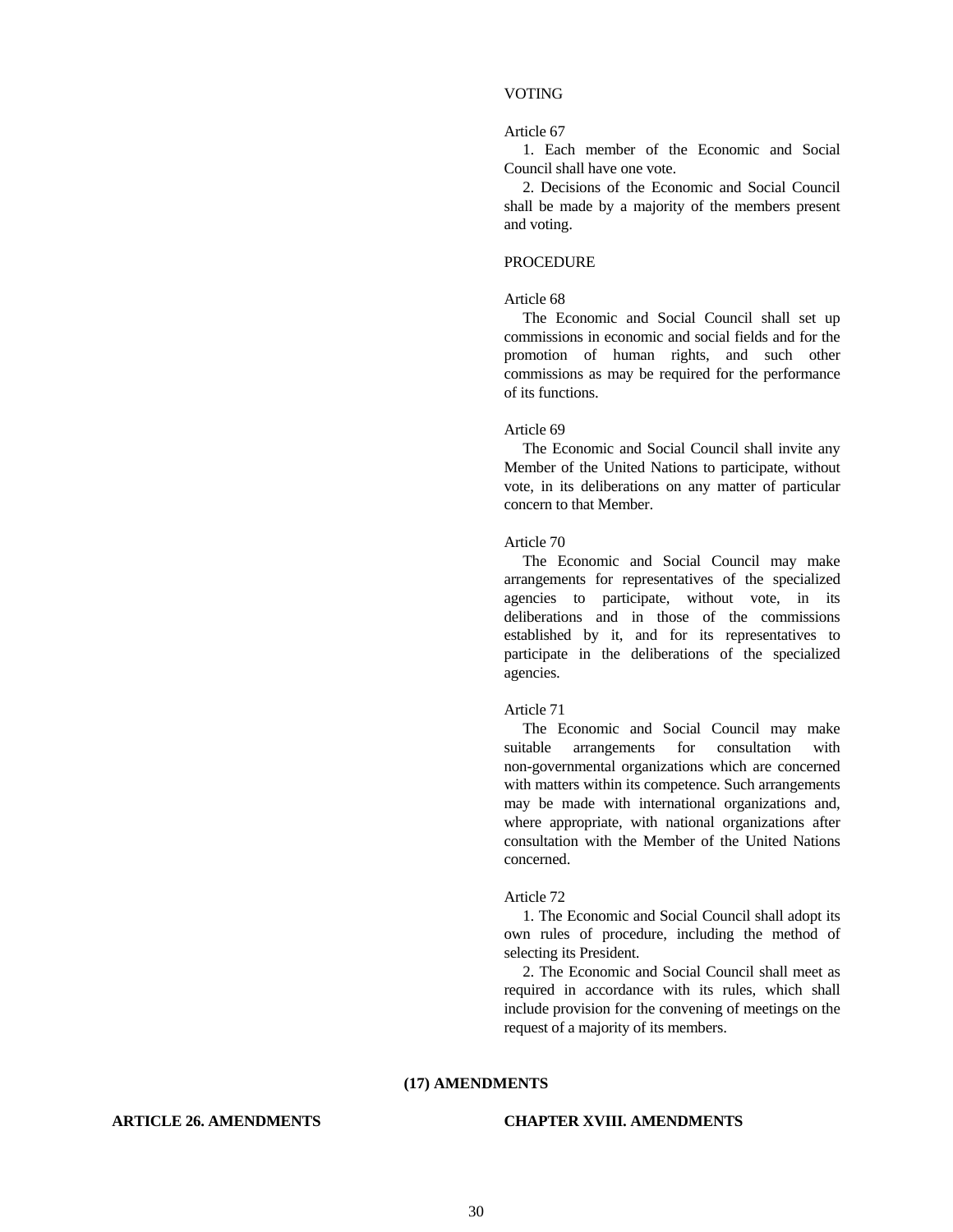VOTING

Article 67

1. Each member of the Economic and Social Council shall have one vote.

2. Decisions of the Economic and Social Council shall be made by a majority of the members present and voting.

PROCEDURE

Article 68

The Economic and Social Council shall set up commissions in economic and social fields and for the promotion of human rights, and such other commissions as may be required for the performance of its functions.

Article 69

The Economic and Social Council shall invite any Member of the United Nations to participate, without vote, in its deliberations on any matter of particular concern to that Member.

Article 70

The Economic and Social Council may make arrangements for representatives of the specialized agencies to participate, without vote, in its deliberations and in those of the commissions established by it, and for its representatives to participate in the deliberations of the specialized agencies.

Article 71

The Economic and Social Council may make suitable arrangements for consultation with non-governmental organizations which are concerned with matters within its competence. Such arrangements may be made with international organizations and, where appropriate, with national organizations after consultation with the Member of the United Nations concerned.

Article 72

1. The Economic and Social Council shall adopt its own rules of procedure, including the method of selecting its President.

2. The Economic and Social Council shall meet as required in accordance with its rules, which shall include provision for the convening of meetings on the request of a majority of its members.

## (17) AMENDMENTS

**ARTICLE 26. AMENDMENTS**

**CHAPTER XVIII. AMENDMENTS**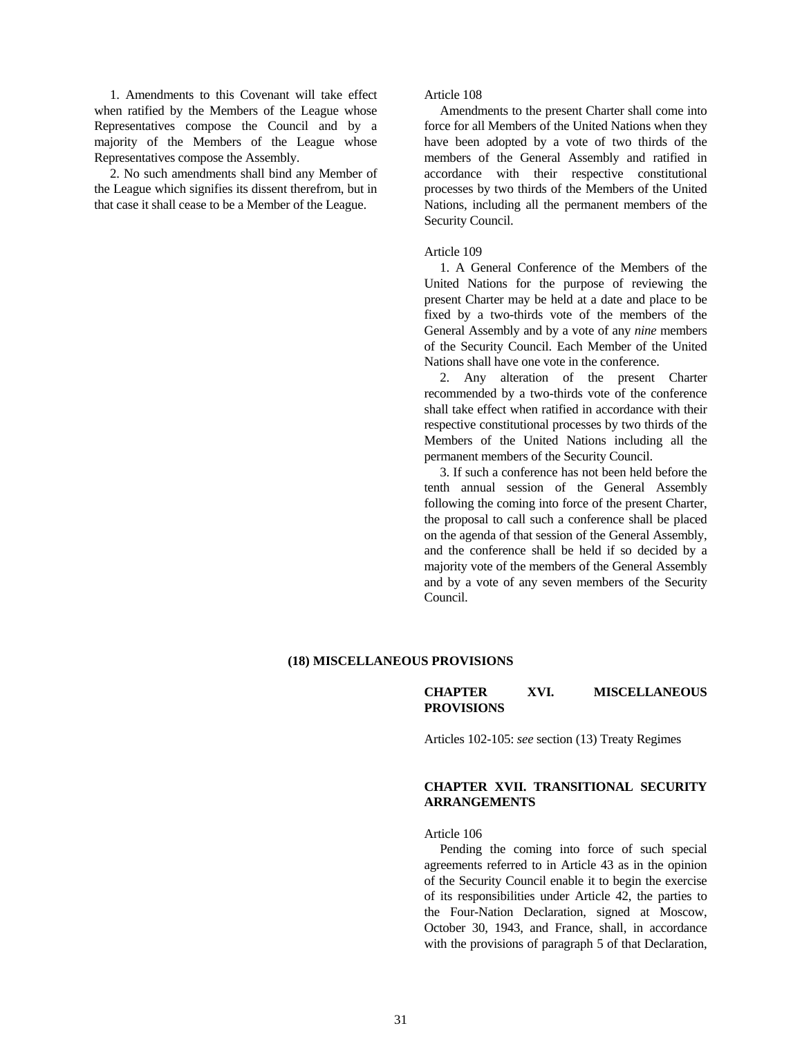1. Amendments to this Covenant will take effect when ratified by the Members of the League whose Representatives compose the Council and by a majority of the Members of the League whose Representatives compose the Assembly.

2. No such amendments shall bind any Member of the League which signifies its dissent therefrom, but in that case it shall cease to be a Member of the League.

Article 108

Amendments to the present Charter shall come into force for all Members of the United Nations when they have been adopted by a vote of two thirds of the members of the General Assembly and ratified in accordance with their respective constitutional processes by two thirds of the Members of the United Nations, including all the permanent members of the Security Council.

Article 109

1. A General Conference of the Members of the United Nations for the purpose of reviewing the present Charter may be held at a date and place to be fixed by a two-thirds vote of the members of the General Assembly and by a vote of any *nine* members of the Security Council. Each Member of the United Nations shall have one vote in the conference.

2. Any alteration of the present Charter recommended by a two-thirds vote of the conference shall take effect when ratified in accordance with their respective constitutional processes by two thirds of the Members of the United Nations including all the permanent members of the Security Council.

3. If such a conference has not been held before the tenth annual session of the General Assembly following the coming into force of the present Charter, the proposal to call such a conference shall be placed on the agenda of that session of the General Assembly, and the conference shall be held if so decided by a majority vote of the members of the General Assembly and by a vote of any seven members of the Security Council.

## (18) MISCELLANEOUS PROVISIONS

### CHAPTER XVI. MISCELLANEOUS PROVISIONS

Articles 102-105: *see* section (13) Treaty Regimes

### CHAPTER XVII. TRANSITIONAL SECURITY ARRANGEMENTS

Article 106

Pending the coming into force of such special agreements referred to in Article 43 as in the opinion of the Security Council enable it to begin the exercise of its responsibilities under Article 42, the parties to the Four-Nation Declaration, signed at Moscow, October 30, 1943, and France, shall, in accordance with the provisions of paragraph 5 of that Declaration,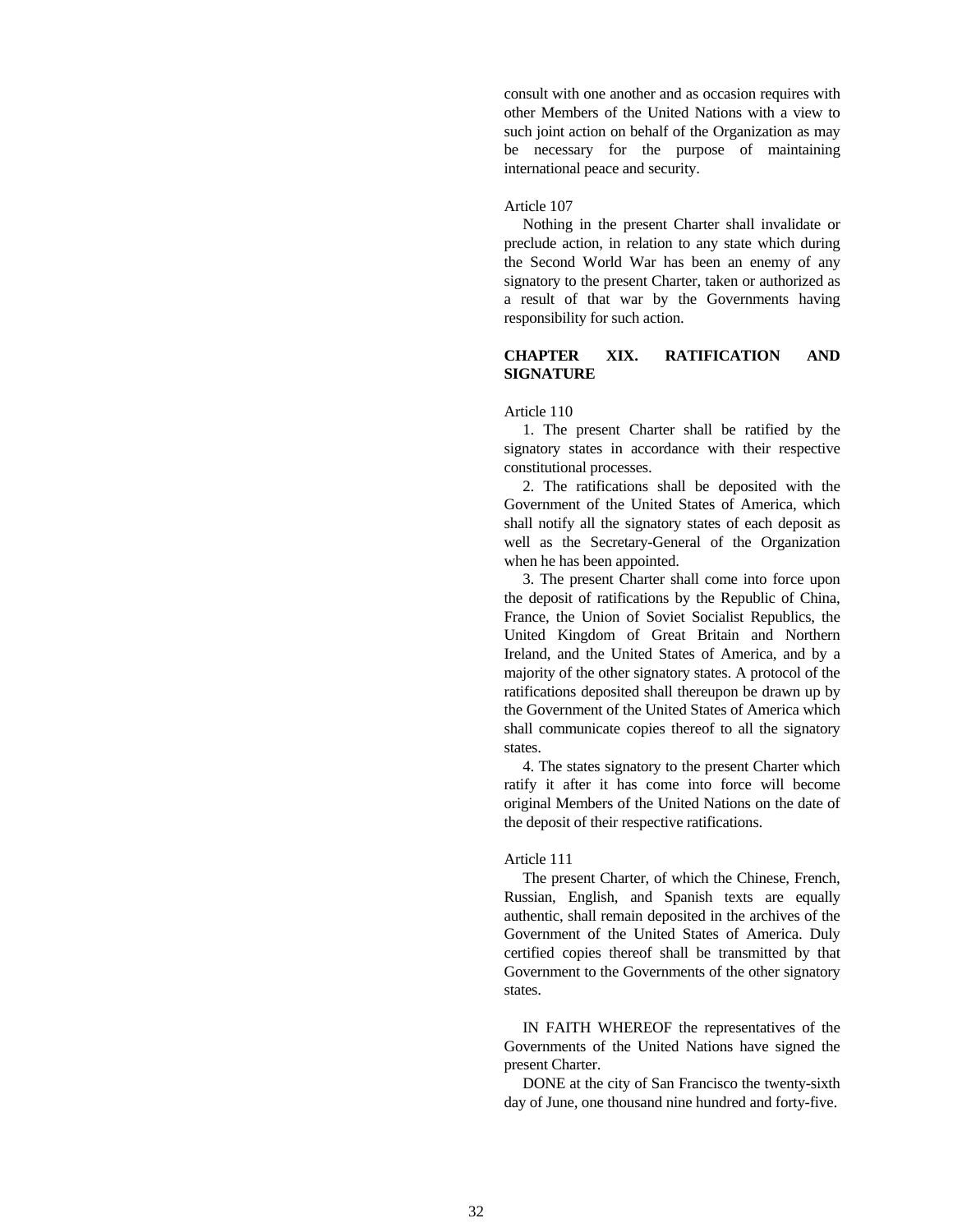consult with one another and as occasion requires with other Members of the United Nations with a view to such joint action on behalf of the Organization as may be necessary for the purpose of maintaining international peace and security.

Article 107

Nothing in the present Charter shall invalidate or preclude action, in relation to any state which during the Second World War has been an enemy of any signatory to the present Charter, taken or authorized as a result of that war by the Governments having responsibility for such action.

## CHAPTER XIX. RATIFICATION AND SIGNATURE

Article 110

1. The present Charter shall be ratified by the signatory states in accordance with their respective constitutional processes.

2. The ratifications shall be deposited with the Government of the United States of America, which shall notify all the signatory states of each deposit as well as the Secretary-General of the Organization when he has been appointed.

3. The present Charter shall come into force upon the deposit of ratifications by the Republic of China, France, the Union of Soviet Socialist Republics, the United Kingdom of Great Britain and Northern Ireland, and the United States of America, and by a majority of the other signatory states. A protocol of the ratifications deposited shall thereupon be drawn up by the Government of the United States of America which shall communicate copies thereof to all the signatory states.

4. The states signatory to the present Charter which ratify it after it has come into force will become original Members of the United Nations on the date of the deposit of their respective ratifications.

Article 111

The present Charter, of which the Chinese, French, Russian, English, and Spanish texts are equally authentic, shall remain deposited in the archives of the Government of the United States of America. Duly certified copies thereof shall be transmitted by that Government to the Governments of the other signatory states.

IN FAITH WHEREOF the representatives of the Governments of the United Nations have signed the present Charter.

DONE at the city of San Francisco the twenty-sixth day of June, one thousand nine hundred and forty-five.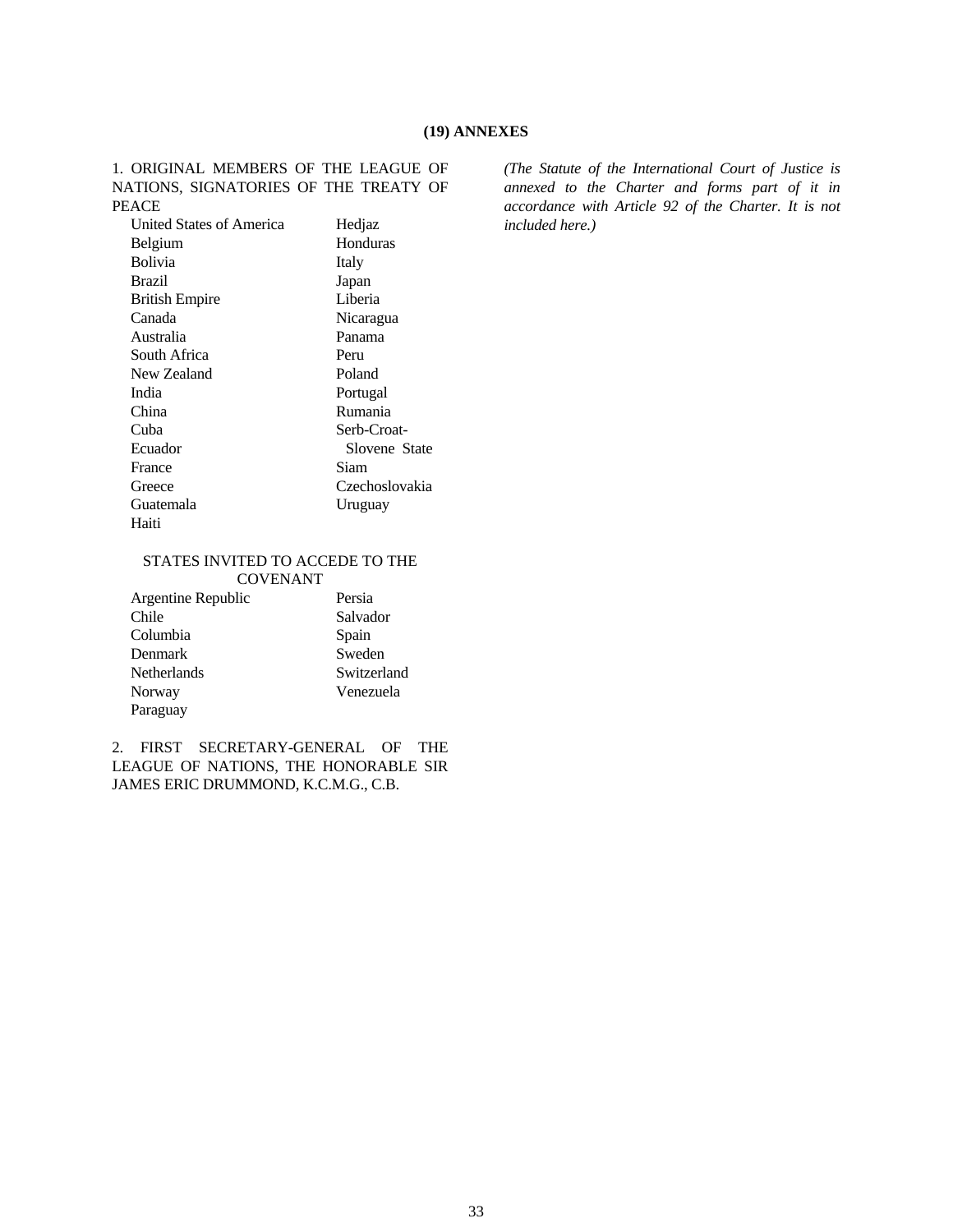## (19) ANNEXES

1. ORIGINAL MEMBERS OF THE LEAGUE OF NATIONS, SIGNATORIES OF THE TREATY OF PEACE

| | |
|---|---|
| United States of America | Hedjaz |
| Belgium | Honduras |
| Bolivia | Italy |
| Brazil | Japan |
| British Empire | Liberia |
| Canada | Nicaragua |
| Australia | Panama |
| South Africa | Peru |
| New Zealand | Poland |
| India | Portugal |
| China | Rumania |
| Cuba | Serb-Croat-Slovene State |
| Ecuador | Siam |
| France | Czechoslovakia |
| Greece | Uruguay |
| Guatemala | |
| Haiti | |

STATES INVITED TO ACCEDE TO THE COVENANT

| | |
|---|---|
| Argentine Republic | Persia |
| Chile | Salvador |
| Columbia | Spain |
| Denmark | Sweden |
| Netherlands | Switzerland |
| Norway | Venezuela |
| Paraguay | |

2. FIRST SECRETARY-GENERAL OF THE LEAGUE OF NATIONS, THE HONORABLE SIR JAMES ERIC DRUMMOND, K.C.M.G., C.B.

*(The Statute of the International Court of Justice is annexed to the Charter and forms part of it in accordance with Article 92 of the Charter. It is not included here.)*